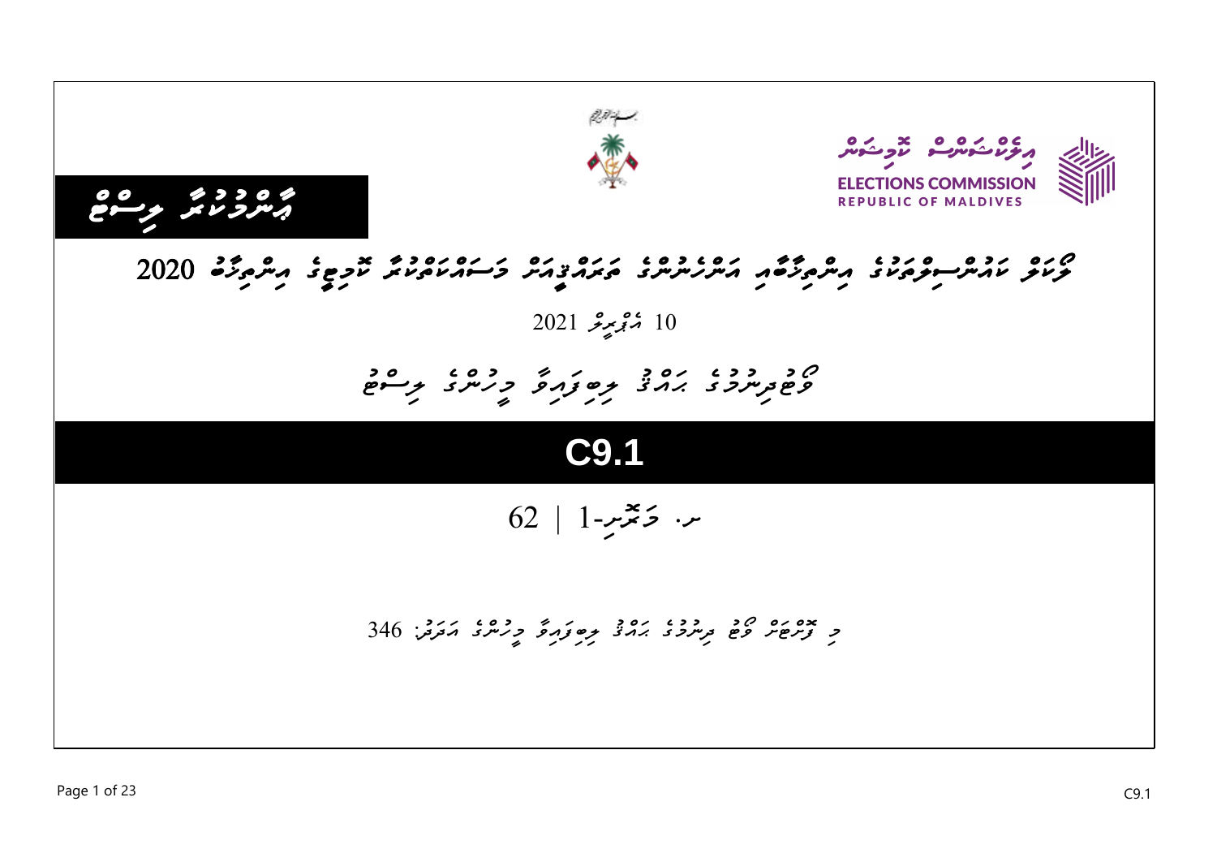އިލެކްޝަންސް ކޮމިޝަން

ELECTIONS COMMISSION
REPUBLIC OF MALDIVES

އާންމުކުރާ ލިސްޓު

# ލޯކަލް ކައުންސިލްތަކުގެ އިންތިޚާބާއި އަންހެނުންގެ ތަރައްޤީއަށް މަސައްކަތްކުރާ ކޮމިޓީގެ އިންތިޚާބު 2020

10 އޭޕްރިލް 2021

ވޯޓުދިނުމުގެ ހައްޤު ލިބިފައިވާ މީހުންގެ ލިސްޓު

## C9.1

ނ. މަގޫދޫ-1 | 62

މި ފޮނޑަށް ވޯޓު ދިނުމުގެ ހައްޤު ލިބިފައިވާ މީހުންގެ އަދަދު: 346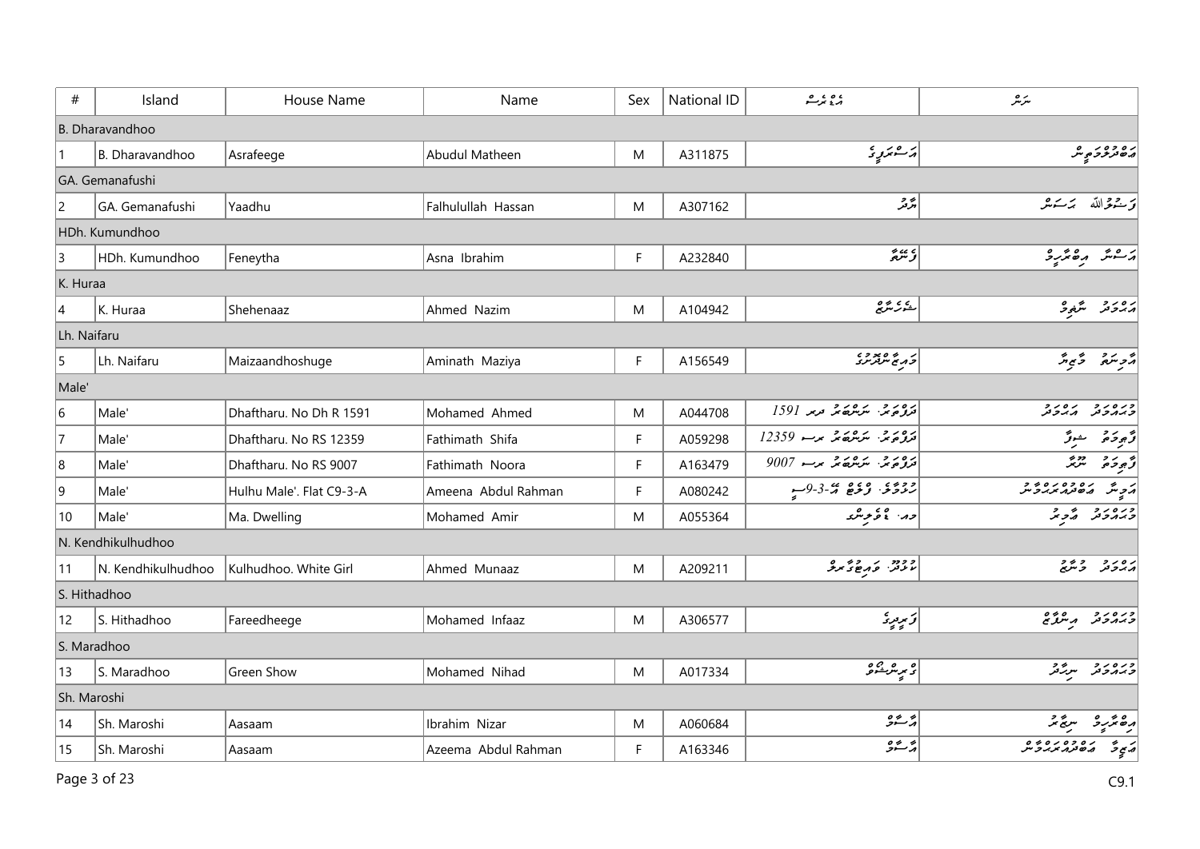| # | Island | House Name | Name | Sex | National ID | ގެއްގެ ނަން | ނަން |
|---|---|---|---|---|---|---|---|
| B. Dharavandhoo | | | | | | | |
| 1 | B. Dharavandhoo | Asrafeege | Abudul Matheen | M | A311875 | އަސްރަފީގެ | އަބުދުލްމަތީން |
| GA. Gemanafushi | | | | | | | |
| 2 | GA. Gemanafushi | Yaadhu | Falhulullah Hassan | M | A307162 | ޔާދު | ފަޟުލުﷲ ހަސަން |
| HDh. Kumundhoo | | | | | | | |
| 3 | HDh. Kumundhoo | Feneytha | Asna Ibrahim | F | A232840 | ފެނޭތާ | އަސްނާ އިބްރާހީމް |
| K. Huraa | | | | | | | |
| 4 | K. Huraa | Shehenaaz | Ahmed Nazim | M | A104942 | ޝެހެނާޒް | އަހްމަދު ނާޒިމް |
| Lh. Naifaru | | | | | | | |
| 5 | Lh. Naifaru | Maizaandhoshuge | Aminath Maziya | F | A156549 | މައިޒާންދޮށުގެ | އާމިނަތު މާޒިޔާ |
| Male' | | | | | | | |
| 6 | Male' | Dhaftharu. No Dh R 1591 | Mohamed Ahmed | M | A044708 | ދަފްތަރު. ނަންބަރު ދރ 1591 | މުޙައްމަދު އަޙްމަދު |
| 7 | Male' | Dhaftharu. No RS 12359 | Fathimath Shifa | F | A059298 | ދަފްތަރު. ނަންބަރު ރސ 12359 | ފާތިމަތު ޝިފާ |
| 8 | Male' | Dhaftharu. No RS 9007 | Fathimath Noora | F | A163479 | ދަފްތަރު. ނަންބަރު ރސ 9007 | ފާތިމަތު ނޫރާ |
| 9 | Male' | Hulhu Male'. Flat C9-3-A | Ameena Abdul Rahman | F | A080242 | ހުޅުމާލެ. ފްލެޓް ސީ-9-3-އޭ | އަމީނާ އަބްދުއްރަޙްމާން |
| 10 | Male' | Ma. Dwelling | Mohamed Amir | M | A055364 | މއ. ޑްވެލިންގ | މުޙައްމަދު އާމިރު |
| N. Kendhikulhudhoo | | | | | | | |
| 11 | N. Kendhikulhudhoo | Kulhudhoo. White Girl | Ahmed Munaaz | M | A209211 | ކުޅުދޫ. ވައިޓްގާރލް | އަޙްމަދު މުނާޒް |
| S. Hithadhoo | | | | | | | |
| 12 | S. Hithadhoo | Fareedheege | Mohamed Infaaz | M | A306577 | ފަރީދީގެ | މުޙައްމަދު އިންފާޒް |
| S. Maradhoo | | | | | | | |
| 13 | S. Maradhoo | Green Show | Mohamed Nihad | M | A017334 | ގްރީންޝޯ | މުޙައްމަދު ނިހާދު |
| Sh. Maroshi | | | | | | | |
| 14 | Sh. Maroshi | Aasaam | Ibrahim Nizar | M | A060684 | އާސާމް | އިބްރާހީމް ނިޒާރު |
| 15 | Sh. Maroshi | Aasaam | Azeema Abdul Rahman | F | A163346 | އާސާމް | އަޒީމާ އަބްދުއްރަޙްމާން |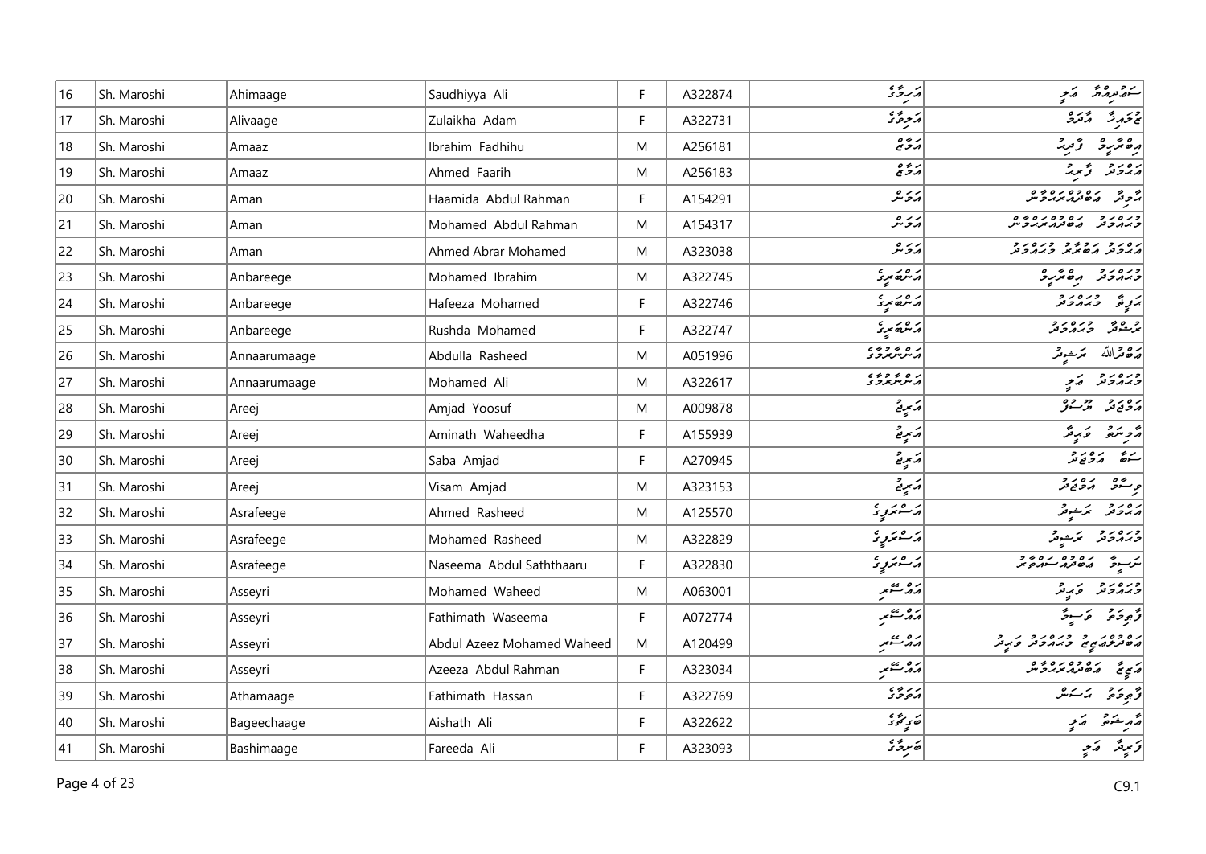| 16 | Sh. Maroshi | Ahimaage | Saudhiyya Ali | F | A322874 | އަހިމާގެ | ސައުދިއްޔާ އަލި |
|---|---|---|---|---|---|---|---|
| 17 | Sh. Maroshi | Alivaage | Zulaikha Adam | F | A322731 | އަލިވާގެ | ޒުލައިޚާ އާދަމް |
| 18 | Sh. Maroshi | Amaaz | Ibrahim Fadhihu | M | A256181 | އަމާޒް | އިބްރާހީމް ފާދިހު |
| 19 | Sh. Maroshi | Amaaz | Ahmed Faarih | M | A256183 | އަމާޒް | އަޙްމަދު ފާރިހު |
| 20 | Sh. Maroshi | Aman | Haamida Abdul Rahman | F | A154291 | އަމަން | ހާމިދާ އަބްދުއްރަޙްމާން |
| 21 | Sh. Maroshi | Aman | Mohamed Abdul Rahman | M | A154317 | އަމަން | މުޙައްމަދު އަބްދުއްރަޙްމާން |
| 22 | Sh. Maroshi | Aman | Ahmed Abrar Mohamed | M | A323038 | އަމަން | އަޙްމަދު އަބްރާރު މުޙައްމަދު |
| 23 | Sh. Maroshi | Anbareege | Mohamed Ibrahim | M | A322745 | އަންބަރީގެ | މުޙައްމަދު އިބްރާހީމް |
| 24 | Sh. Maroshi | Anbareege | Hafeeza Mohamed | F | A322746 | އަންބަރީގެ | ހަފީޒާ މުޙައްމަދު |
| 25 | Sh. Maroshi | Anbareege | Rushda Mohamed | F | A322747 | އަންބަރީގެ | ރުޝްދާ މުޙައްމަދު |
| 26 | Sh. Maroshi | Annaarumaage | Abdulla Rasheed | M | A051996 | އަންނާރުމާގެ | އަބްދުﷲ ރަޝީދު |
| 27 | Sh. Maroshi | Annaarumaage | Mohamed Ali | M | A322617 | އަންނާރުމާގެ | މުޙައްމަދު އަލި |
| 28 | Sh. Maroshi | Areej | Amjad Yoosuf | M | A009878 | އަރީޖު | އަމްޖަދު ޔޫސުފް |
| 29 | Sh. Maroshi | Areej | Aminath Waheedha | F | A155939 | އަރީޖު | އާމިނަތު ވަހީދާ |
| 30 | Sh. Maroshi | Areej | Saba Amjad | F | A270945 | އަރީޖު | ސަބާ އަމްޖަދު |
| 31 | Sh. Maroshi | Areej | Visam Amjad | M | A323153 | އަރީޖު | ވިސާމް އަމްޖަދު |
| 32 | Sh. Maroshi | Asrafeege | Ahmed Rasheed | M | A125570 | އަސްރަފީގެ | އަޙްމަދު ރަޝީދު |
| 33 | Sh. Maroshi | Asrafeege | Mohamed Rasheed | M | A322829 | އަސްރަފީގެ | މުޙައްމަދު ރަޝީދު |
| 34 | Sh. Maroshi | Asrafeege | Naseema Abdul Saththaaru | F | A322830 | އަސްރަފީގެ | ނަސީމާ އަބްދުއްސައްތާރު |
| 35 | Sh. Maroshi | Asseyri | Mohamed Waheed | M | A063001 | އައްސޭރި | މުޙައްމަދު ވަހީދު |
| 36 | Sh. Maroshi | Asseyri | Fathimath Waseema | F | A072774 | އައްސޭރި | ފާތިމަތު ވަސީމާ |
| 37 | Sh. Maroshi | Asseyri | Abdul Azeez Mohamed Waheed | M | A120499 | އައްސޭރި | އަބްދުލްޢަޒީޒު މުޙައްމަދު ވަހީދު |
| 38 | Sh. Maroshi | Asseyri | Azeeza Abdul Rahman | F | A323034 | އައްސޭރި | އަޒީޒާ އަބްދުއްރަޙްމާން |
| 39 | Sh. Maroshi | Athamaage | Fathimath Hassan | F | A322769 | އަތަމާގެ | ފާތިމަތު ހަސަން |
| 40 | Sh. Maroshi | Bageechaage | Aishath Ali | F | A322622 | ބަގީޗާގެ | އާއިޝަތު އަލި |
| 41 | Sh. Maroshi | Bashimaage | Fareeda Ali | F | A323093 | ބަޝިމާގެ | ފަރީދާ އަލި |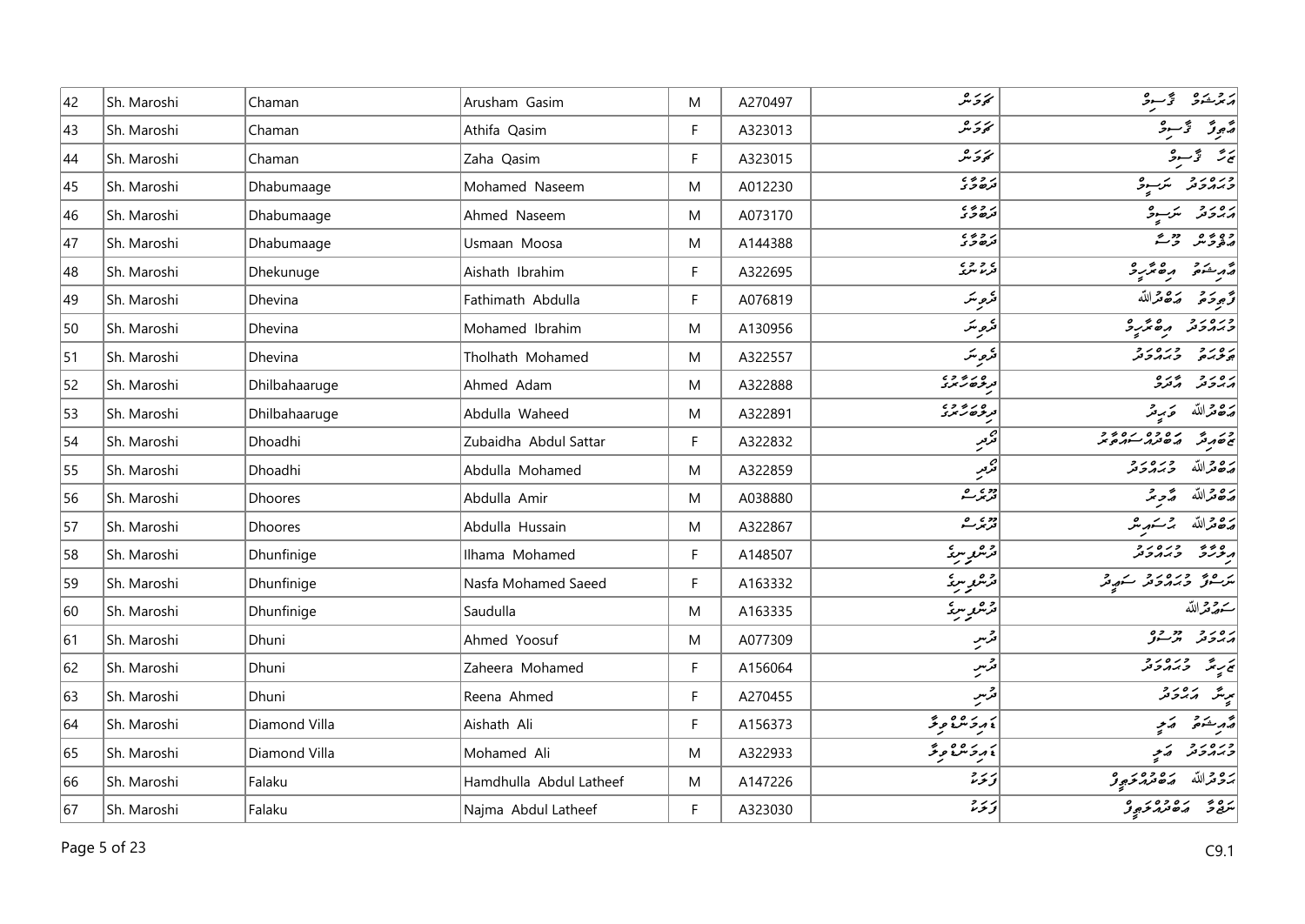| 42 | Sh. Maroshi | Chaman | Arusham Gasim | M | A270497 | ޗަމަން | އަރުޝަމް ގާސިމް |
|---|---|---|---|---|---|---|---|
| 43 | Sh. Maroshi | Chaman | Athifa Qasim | F | A323013 | ޗަމަން | އާތިފާ ޤާސިމް |
| 44 | Sh. Maroshi | Chaman | Zaha Qasim | F | A323015 | ޗަމަން | ޒަހާ ޤާސިމް |
| 45 | Sh. Maroshi | Dhabumaage | Mohamed Naseem | M | A012230 | ދަބުމާގެ | މުހައްމަދު ނަސީމް |
| 46 | Sh. Maroshi | Dhabumaage | Ahmed Naseem | M | A073170 | ދަބުމާގެ | އަހުމަދު ނަސީމް |
| 47 | Sh. Maroshi | Dhabumaage | Usmaan Moosa | M | A144388 | ދަބުމާގެ | އުސްމާން މޫސާ |
| 48 | Sh. Maroshi | Dhekunuge | Aishath Ibrahim | F | A322695 | ދެކުނުގެ | އައިޝަތު އިބްރާހީމް |
| 49 | Sh. Maroshi | Dhevina | Fathimath Abdulla | F | A076819 | ދެވިނަ | ފާތިމަތު އަބްދުﷲ |
| 50 | Sh. Maroshi | Dhevina | Mohamed Ibrahim | M | A130956 | ދެވިނަ | މުހައްމަދު އިބްރާހީމް |
| 51 | Sh. Maroshi | Dhevina | Tholhath Mohamed | M | A322557 | ދެވިނަ | ތޮޅަތު މުހައްމަދު |
| 52 | Sh. Maroshi | Dhilbahaaruge | Ahmed Adam | M | A322888 | ދިލްބަހާރުގެ | އަހުމަދު އާދަމް |
| 53 | Sh. Maroshi | Dhilbahaaruge | Abdulla Waheed | M | A322891 | ދިލްބަހާރުގެ | އަބްދުﷲ ވަހީދު |
| 54 | Sh. Maroshi | Dhoadhi | Zubaidha Abdul Sattar | F | A322832 | ދޯދި | ޒުބައިދާ އަބްދުލްސައްތާރު |
| 55 | Sh. Maroshi | Dhoadhi | Abdulla Mohamed | M | A322859 | ދޯދި | އަބްދުﷲ މުހައްމަދު |
| 56 | Sh. Maroshi | Dhoores | Abdulla Amir | M | A038880 | ދޫރެސް | އަބްދުﷲ އާމިރު |
| 57 | Sh. Maroshi | Dhoores | Abdulla Hussain | M | A322867 | ދޫރެސް | އަބްދުﷲ ހުސައިން |
| 58 | Sh. Maroshi | Dhunfinige | Ilhama Mohamed | F | A148507 | ދުންފިނިގެ | އިލްހާމާ މުހައްމަދު |
| 59 | Sh. Maroshi | Dhunfinige | Nasfa Mohamed Saeed | F | A163332 | ދުންފިނިގެ | ނަސްފާ މުހައްމަދު ސަޢީދު |
| 60 | Sh. Maroshi | Dhunfinige | Saudulla | M | A163335 | ދުންފިނިގެ | ސަޢުދުﷲ |
| 61 | Sh. Maroshi | Dhuni | Ahmed Yoosuf | M | A077309 | ދުނި | އަހުމަދު ޔޫސުފް |
| 62 | Sh. Maroshi | Dhuni | Zaheera Mohamed | F | A156064 | ދުނި | ޒަހީރާ މުހައްމަދު |
| 63 | Sh. Maroshi | Dhuni | Reena Ahmed | F | A270455 | ދުނި | ރީނާ އަހުމަދު |
| 64 | Sh. Maroshi | Diamond Villa | Aishath Ali | F | A156373 | ޑައިމަންޑްވިލާ | އައިޝަތު ޢަލީ |
| 65 | Sh. Maroshi | Diamond Villa | Mohamed Ali | M | A322933 | ޑައިމަންޑްވިލާ | މުހައްމަދު ޢަލީ |
| 66 | Sh. Maroshi | Falaku | Hamdhulla Abdul Latheef | M | A147226 | ފަލަކު | ހަމްދުﷲ އަބްދުއްލަޠީފު |
| 67 | Sh. Maroshi | Falaku | Najma Abdul Latheef | F | A323030 | ފަލަކު | ނަޖްމާ އަބްދުއްލަޠީފު |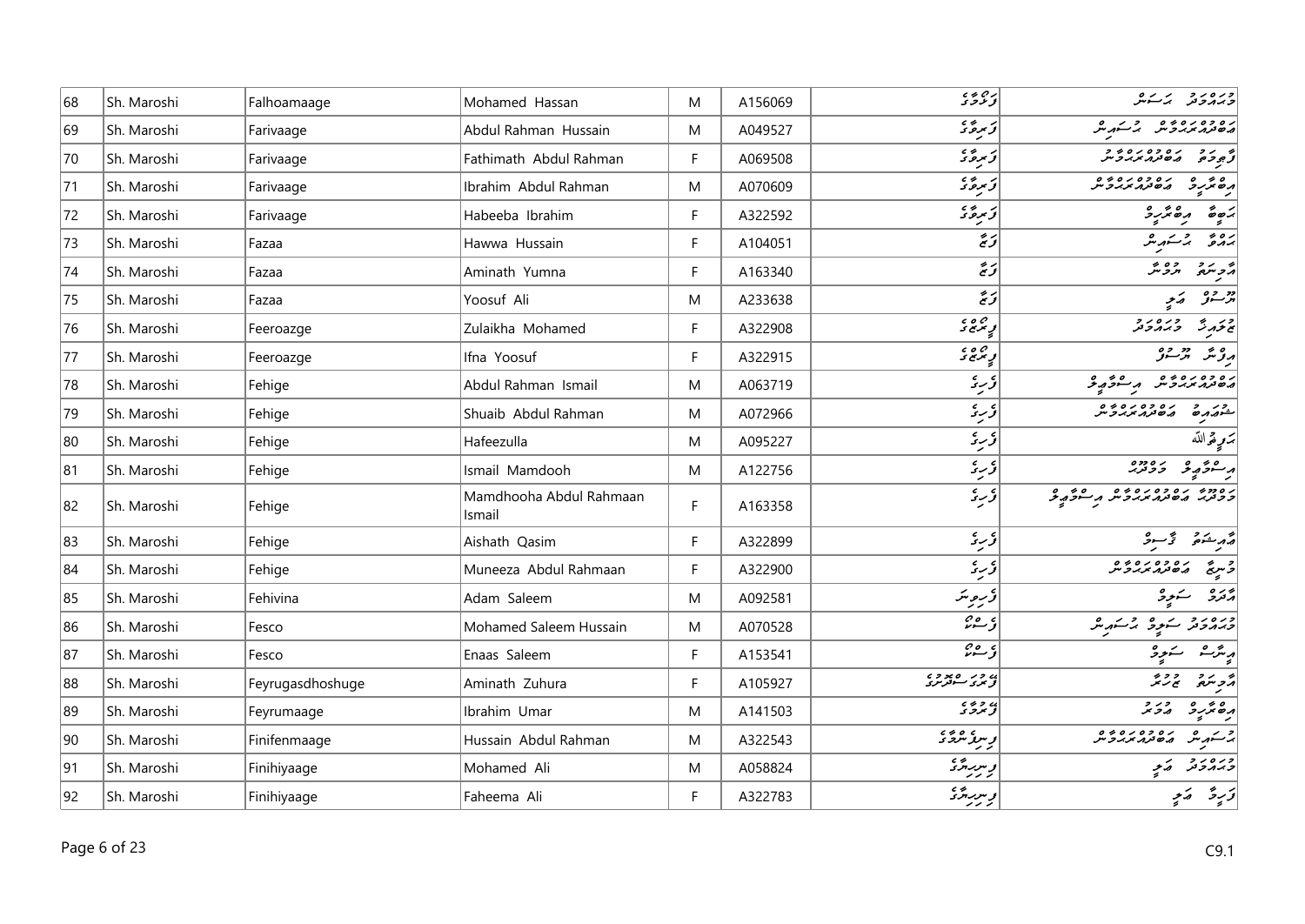| 68 | Sh. Maroshi | Falhoamaage | Mohamed Hassan | M | A156069 | ﯗﯕﯔﯗ | ﯗﯔﯕﯗ ﯕﯔﯕ |
|---|---|---|---|---|---|---|---|
| 69 | Sh. Maroshi | Farivaage | Abdul Rahman Hussain | M | A049527 | ﯗﯔﯕﯗ | ﯗﯔﯕﯗ ﯕﯔﯕ |
| 70 | Sh. Maroshi | Farivaage | Fathimath Abdul Rahman | F | A069508 | ﯗﯔﯕﯗ | ﯗﯔﯕﯗ ﯕﯔﯕ |
| 71 | Sh. Maroshi | Farivaage | Ibrahim Abdul Rahman | M | A070609 | ﯗﯔﯕﯗ | ﯗﯔﯕﯗ ﯕﯔﯕ |
| 72 | Sh. Maroshi | Farivaage | Habeeba Ibrahim | F | A322592 | ﯗﯔﯕﯗ | ﯗﯔﯕﯗ ﯕﯔﯕ |
| 73 | Sh. Maroshi | Fazaa | Hawwa Hussain | F | A104051 | ﯗﯔ | ﯗﯔﯕﯗ ﯕﯔﯕ |
| 74 | Sh. Maroshi | Fazaa | Aminath Yumna | F | A163340 | ﯗﯔ | ﯗﯔﯕﯗ ﯕﯔﯕ |
| 75 | Sh. Maroshi | Fazaa | Yoosuf Ali | M | A233638 | ﯗﯔ | ﯗﯔﯕﯗ ﯕﯔﯕ |
| 76 | Sh. Maroshi | Feeroazge | Zulaikha Mohamed | F | A322908 | ﯗﯔﯕﯗ | ﯗﯔﯕﯗ ﯕﯔﯕ |
| 77 | Sh. Maroshi | Feeroazge | Ifna Yoosuf | F | A322915 | ﯗﯔﯕﯗ | ﯗﯔﯕﯗ ﯕﯔﯕ |
| 78 | Sh. Maroshi | Fehige | Abdul Rahman Ismail | M | A063719 | ﯗﯔﯕ | ﯗﯔﯕﯗ ﯕﯔﯕ |
| 79 | Sh. Maroshi | Fehige | Shuaib Abdul Rahman | M | A072966 | ﯗﯔﯕ | ﯗﯔﯕﯗ ﯕﯔﯕ |
| 80 | Sh. Maroshi | Fehige | Hafeezulla | M | A095227 | ﯗﯔﯕ | ﯗﯔﯕﯗ |
| 81 | Sh. Maroshi | Fehige | Ismail Mamdooh | M | A122756 | ﯗﯔﯕ | ﯗﯔﯕﯗ ﯕﯔﯕ |
| 82 | Sh. Maroshi | Fehige | Mamdhooha Abdul Rahmaan Ismail | F | A163358 | ﯗﯔﯕ | ﯗﯔﯕﯗ ﯕﯔﯕ |
| 83 | Sh. Maroshi | Fehige | Aishath Qasim | F | A322899 | ﯗﯔﯕ | ﯗﯔﯕﯗ ﯕﯔﯕ |
| 84 | Sh. Maroshi | Fehige | Muneeza Abdul Rahmaan | F | A322900 | ﯗﯔﯕ | ﯗﯔﯕﯗ ﯕﯔﯕ |
| 85 | Sh. Maroshi | Fehivina | Adam Saleem | M | A092581 | ﯗﯔﯕﯗ | ﯗﯔﯕﯗ ﯕﯔﯕ |
| 86 | Sh. Maroshi | Fesco | Mohamed Saleem Hussain | M | A070528 | ﯗﯔﯕ | ﯗﯔﯕﯗ ﯕﯔﯕ |
| 87 | Sh. Maroshi | Fesco | Enaas Saleem | F | A153541 | ﯗﯔﯕ | ﯗﯔﯕﯗ ﯕﯔﯕ |
| 88 | Sh. Maroshi | Feyrugasdhoshuge | Aminath Zuhura | F | A105927 | ﯗﯔﯕﯗ | ﯗﯔﯕﯗ ﯕﯔﯕ |
| 89 | Sh. Maroshi | Feyrumaage | Ibrahim Umar | M | A141503 | ﯗﯔﯕﯗ | ﯗﯔﯕﯗ ﯕﯔﯕ |
| 90 | Sh. Maroshi | Finifenmaage | Hussain Abdul Rahman | M | A322543 | ﯗﯔﯕﯗ | ﯗﯔﯕﯗ ﯕﯔﯕ |
| 91 | Sh. Maroshi | Finihiyaage | Mohamed Ali | M | A058824 | ﯗﯔﯕﯗ | ﯗﯔﯕﯗ ﯕﯔﯕ |
| 92 | Sh. Maroshi | Finihiyaage | Faheema Ali | F | A322783 | ﯗﯔﯕﯗ | ﯗﯔﯕﯗ ﯕﯔﯕ |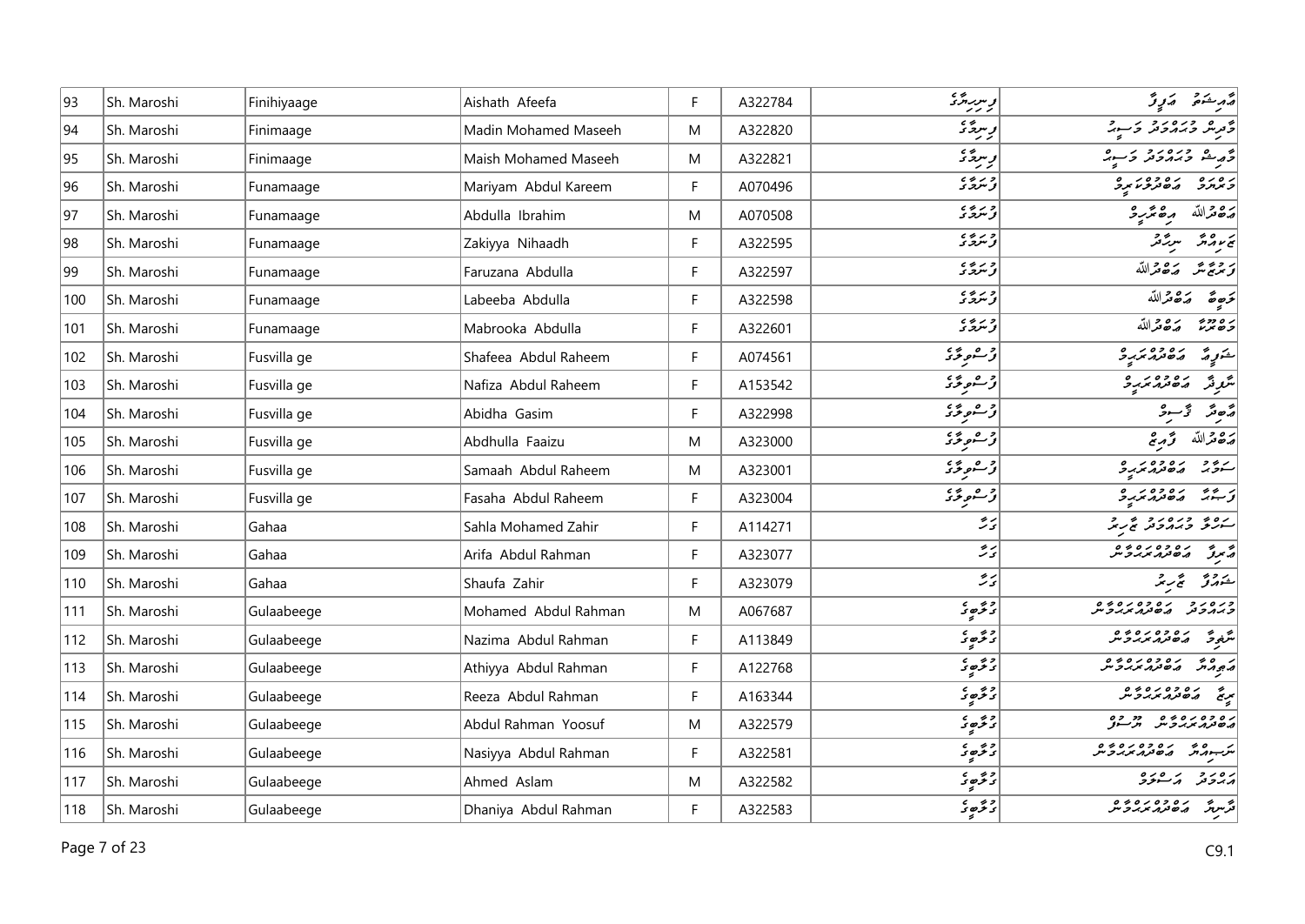| 93 | Sh. Maroshi | Finihiyaage | Aishath Afeefa | F | A322784 | وِسِرِيَرَّى | ‫مَّەرِشَمَّ مَرَوِرَّ‬ |
|---|---|---|---|---|---|---|---|
| 94 | Sh. Maroshi | Finimaage | Madin Mohamed Maseeh | M | A322820 | وِسِرَّى | ‫وَّمِرِسْ وَبَرَمْرَوَتْرُ وَسِيْرُ‬ |
| 95 | Sh. Maroshi | Finimaage | Maish Mohamed Maseeh | M | A322821 | وِسِرَّى | ‫وَّمِرِشْ وَبَرَمْرَوَتْرُ وَسِيْرُ‬ |
| 96 | Sh. Maroshi | Funamaage | Mariyam Abdul Kareem | F | A070496 | وُسَرَدَّى | ‫وَسْرَبَرْوْ مَرَحْمْرُوْمَا بِرِوْ‬ |
| 97 | Sh. Maroshi | Funamaage | Abdulla Ibrahim | M | A070508 | وُسَرَدَّى | ‫مَرَحْمْرُاللّه مِرَحْمَّرِرْوْ‬ |
| 98 | Sh. Maroshi | Funamaage | Zakiyya Nihaadh | F | A322595 | وُسَرَدَّى | ‫يَج بِرْمَّرَّ سِرِمَّمْرُ‬ |
| 99 | Sh. Maroshi | Funamaage | Faruzana Abdulla | F | A322597 | وُسَرَدَّى | ‫وَمُرْيَمَّسْ مَرَحْمْرُاللّه‬ |
| 100 | Sh. Maroshi | Funamaage | Labeeba Abdulla | F | A322598 | وُسَرَدَّى | ‫وَحِجَّ مَرَحْمْرُاللّه‬ |
| 101 | Sh. Maroshi | Funamaage | Mabrooka Abdulla | F | A322601 | وُسَرَدَّى | ‫وَحْمُرُرَّ مَرَحْمْرُاللّه‬ |
| 102 | Sh. Maroshi | Fusvilla ge | Shafeea Abdul Raheem | F | A074561 | وُسْعُوِرَّى | ‫شَوَرِمَّ مَرَحْمْرُمْ بَرَرِرْوْ‬ |
| 103 | Sh. Maroshi | Fusvilla ge | Nafiza Abdul Raheem | F | A153542 | وُسْعُوِرَّى | ‫سَّرِوِمَّ مَرَحْمْرُمْ بَرَرِرْوْ‬ |
| 104 | Sh. Maroshi | Fusvilla ge | Abidha Gasim | F | A322998 | وُسْعُوِرَّى | ‫مَّحِمَّرَّ تَّسِرْوْ‬ |
| 105 | Sh. Maroshi | Fusvilla ge | Abdhulla Faaizu | M | A323000 | وُسْعُوِرَّى | ‫مَرَحْمْرُاللّه وَّمِرِيمْ‬ |
| 106 | Sh. Maroshi | Fusvilla ge | Samaah Abdul Raheem | M | A323001 | وُسْعُوِرَّى | ‫سَوَّرُ مَرَحْمْرُمْ بَرَرِرْوْ‬ |
| 107 | Sh. Maroshi | Fusvilla ge | Fasaha Abdul Raheem | F | A323004 | وُسْعُوِرَّى | ‫وَسَّمَّ مَرَحْمْرُمْ بَرَرِرْوْ‬ |
| 108 | Sh. Maroshi | Gahaa | Sahla Mohamed Zahir | F | A114271 | ىَرَّ | ‫سَرْمُرَّ وَبَرَمْرَوَتْرُ يَّرِيْرُ‬ |
| 109 | Sh. Maroshi | Gahaa | Arifa Abdul Rahman | F | A323077 | ىَرَّ | ‫مَّبِرِوَّ مَرَحْمْرُمْ بَرَرْوَّسْ‬ |
| 110 | Sh. Maroshi | Gahaa | Shaufa Zahir | F | A323079 | ىَرَّ | ‫شَوَمْرُوَّ يَّرِيْرُ‬ |
| 111 | Sh. Maroshi | Gulaabeege | Mohamed Abdul Rahman | M | A067687 | ىُرَّحِى | ‫وَبَرَمْرَوَتْرُ مَرَحْمْرُمْ بَرَرْوَّسْ‬ |
| 112 | Sh. Maroshi | Gulaabeege | Nazima Abdul Rahman | F | A113849 | ىُرَّحِى | ‫سَّفِوِرَّ مَرَحْمْرُمْ بَرَرْوَّسْ‬ |
| 113 | Sh. Maroshi | Gulaabeege | Athiyya Abdul Rahman | F | A122768 | ىُرَّحِى | ‫مَجِرْمَرَّ مَرَحْمْرُمْ بَرَرْوَّسْ‬ |
| 114 | Sh. Maroshi | Gulaabeege | Reeza Abdul Rahman | F | A163344 | ىُرَّحِى | ‫بِرِيَّ مَرَحْمْرُمْ بَرَرْوَّسْ‬ |
| 115 | Sh. Maroshi | Gulaabeege | Abdul Rahman Yoosuf | M | A322579 | ىُرَّحِى | ‫مَرَحْمْرُمْ بَرَرْوَّسْ مِرْسُرْوْ‬ |
| 116 | Sh. Maroshi | Gulaabeege | Nasiyya Abdul Rahman | F | A322581 | ىُرَّحِى | ‫سَرَسِرْمَرَّ مَرَحْمْرُمْ بَرَرْوَّسْ‬ |
| 117 | Sh. Maroshi | Gulaabeege | Ahmed Aslam | M | A322582 | ىُرَّحِى | ‫مَرْرُوَتْرُ مَرَسْوْرُوْ‬ |
| 118 | Sh. Maroshi | Gulaabeege | Dhaniya Abdul Rahman | F | A322583 | ىُرَّحِى | ‫تْرَسِرَّ مَرَحْمْرُمْ بَرَرْوَّسْ‬ |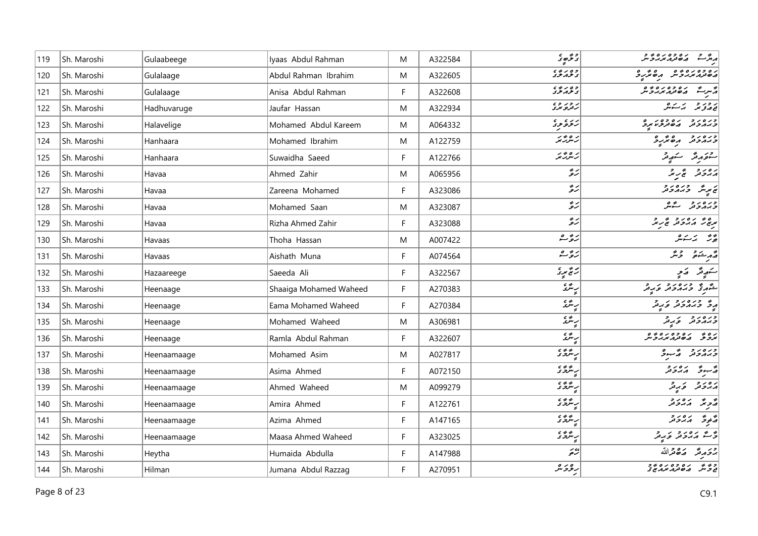| 119 | Sh. Maroshi | Gulaabeege | Iyaas Abdul Rahman | M | A322584 | ގުލާބީގެ | އިޔާސް އަބްދުއްރަޙްމާން |
|---|---|---|---|---|---|---|---|
| 120 | Sh. Maroshi | Gulalaage | Abdul Rahman Ibrahim | M | A322605 | ގުލަލާގެ | އަބްދުއްރަޙްމާން އިބްރާހީމް |
| 121 | Sh. Maroshi | Gulalaage | Anisa Abdul Rahman | F | A322608 | ގުލަލާގެ | އަނީސާ އަބްދުއްރަޙްމާން |
| 122 | Sh. Maroshi | Hadhuvaruge | Jaufar Hassan | M | A322934 | ހަދުވަރުގެ | ޖައުފަރު ހަސަން |
| 123 | Sh. Maroshi | Halavelige | Mohamed Abdul Kareem | M | A064332 | ހަލަވެލިގެ | މުޙައްމަދު އަބްދުލްކަރީމް |
| 124 | Sh. Maroshi | Hanhaara | Mohamed Ibrahim | M | A122759 | ހަންހާރަ | މުޙައްމަދު އިބްރާހީމް |
| 125 | Sh. Maroshi | Hanhaara | Suwaidha Saeed | F | A122766 | ހަންހާރަ | ސުވައިދާ ސަޢީދު |
| 126 | Sh. Maroshi | Havaa | Ahmed Zahir | M | A065956 | ހަވާ | އަޙްމަދު ޒާހިރު |
| 127 | Sh. Maroshi | Havaa | Zareena Mohamed | F | A323086 | ހަވާ | ޒަރީނާ މުޙައްމަދު |
| 128 | Sh. Maroshi | Havaa | Mohamed Saan | M | A323087 | ހަވާ | މުޙައްމަދު ސާން |
| 129 | Sh. Maroshi | Havaa | Rizha Ahmed Zahir | F | A323088 | ހަވާ | ރިޟާ އަޙްމަދު ޒާހިރު |
| 130 | Sh. Maroshi | Havaas | Thoha Hassan | M | A007422 | ހަވާސް | ޠޯހާ ހަސަން |
| 131 | Sh. Maroshi | Havaas | Aishath Muna | F | A074564 | ހަވާސް | އާއިޝަތު މުނާ |
| 132 | Sh. Maroshi | Hazaareege | Saeeda Ali | F | A322567 | ހަޒާރީގެ | ސަޢީދާ އަލި |
| 133 | Sh. Maroshi | Heenaage | Shaaiga Mohamed Waheed | F | A270383 | ހީނާގެ | ޝާއިގާ މުޙައްމަދު ވަހީދު |
| 134 | Sh. Maroshi | Heenaage | Eama Mohamed Waheed | F | A270384 | ހީނާގެ | އީމާ މުޙައްމަދު ވަހީދު |
| 135 | Sh. Maroshi | Heenaage | Mohamed Waheed | M | A306981 | ހީނާގެ | މުޙައްމަދު ވަހީދު |
| 136 | Sh. Maroshi | Heenaage | Ramla Abdul Rahman | F | A322607 | ހީނާގެ | ރަމްލާ އަބްދުއްރަޙްމާން |
| 137 | Sh. Maroshi | Heenaamaage | Mohamed Asim | M | A027817 | ހީނާމާގެ | މުޙައްމަދު އާސިމް |
| 138 | Sh. Maroshi | Heenaamaage | Asima Ahmed | F | A072150 | ހީނާމާގެ | އާސިމާ އަޙްމަދު |
| 139 | Sh. Maroshi | Heenaamaage | Ahmed Waheed | M | A099279 | ހީނާމާގެ | އަޙްމަދު ވަހީދު |
| 140 | Sh. Maroshi | Heenaamaage | Amira Ahmed | F | A122761 | ހީނާމާގެ | އާމިރާ އަޙްމަދު |
| 141 | Sh. Maroshi | Heenaamaage | Azima Ahmed | F | A147165 | ހީނާމާގެ | އާޒިމާ އަޙްމަދު |
| 142 | Sh. Maroshi | Heenaamaage | Maasa Ahmed Waheed | F | A323025 | ހީނާމާގެ | މާސާ އަޙްމަދު ވަހީދު |
| 143 | Sh. Maroshi | Heytha | Humaida Abdulla | F | A147988 | ހޭތަ | ހުމައިދާ އަބްދުﷲ |
| 144 | Sh. Maroshi | Hilman | Jumana Abdul Razzag | F | A270951 | ހިލްމަން | ޖުމާނާ އަބްދުއްރައްޒާޤު |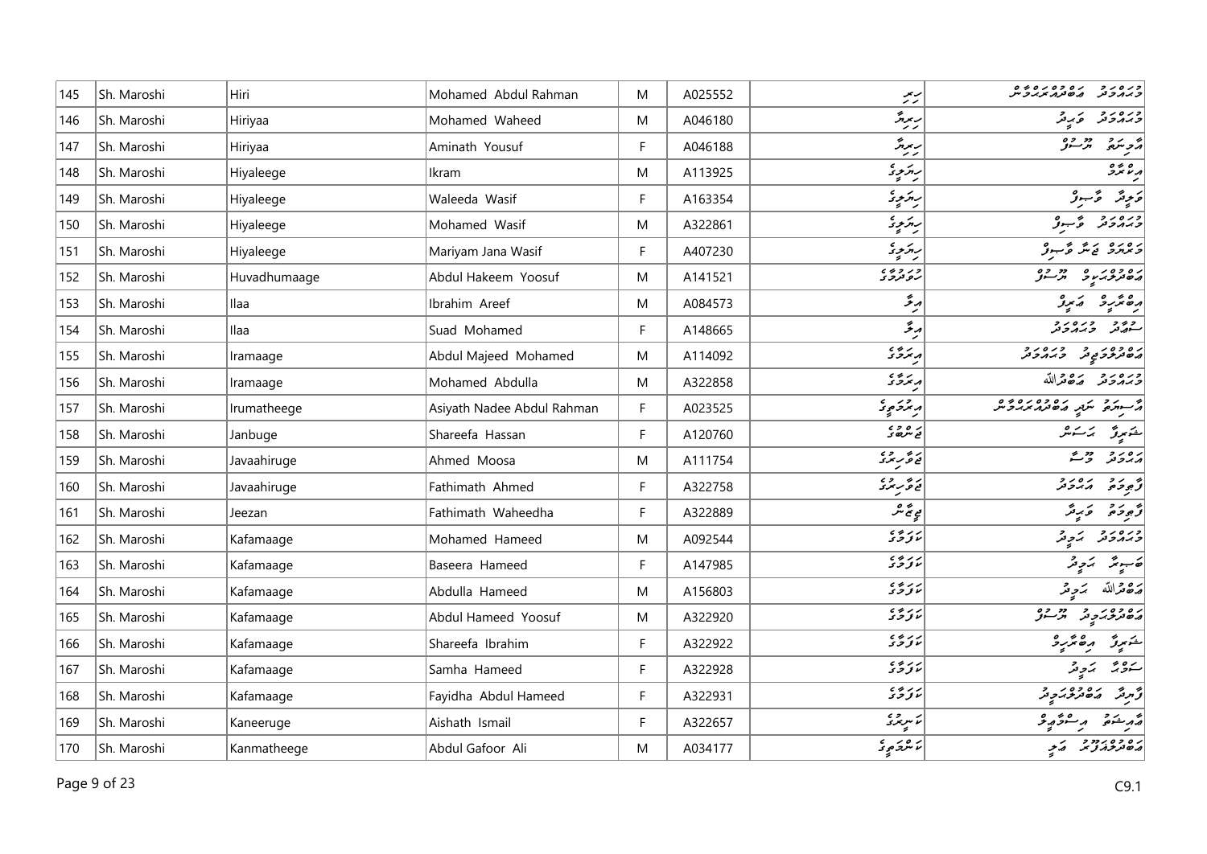| 145 | Sh. Maroshi | Hiri | Mohamed Abdul Rahman | M | A025552 | ހިރި | މުޙައްމަދު އަބްދުއްރަޙްމާން |
|---|---|---|---|---|---|---|---|
| 146 | Sh. Maroshi | Hiriyaa | Mohamed Waheed | M | A046180 | ހިރިޔާ | މުޙައްމަދު ވަޙީދު |
| 147 | Sh. Maroshi | Hiriyaa | Aminath Yousuf | F | A046188 | ހިރިޔާ | އާމިނަތު ޔޫސުފު |
| 148 | Sh. Maroshi | Hiyaleege | Ikram | M | A113925 | ހިޔަލީގެ | އިކްރާމް |
| 149 | Sh. Maroshi | Hiyaleege | Waleeda Wasif | F | A163354 | ހިޔަލީގެ | ވަލީދާ ވާސިފު |
| 150 | Sh. Maroshi | Hiyaleege | Mohamed Wasif | M | A322861 | ހިޔަލީގެ | މުޙައްމަދު ވާސިފު |
| 151 | Sh. Maroshi | Hiyaleege | Mariyam Jana Wasif | F | A407230 | ހިޔަލީގެ | މަރިޔަމް ޖަނާ ވާސިފު |
| 152 | Sh. Maroshi | Huvadhumaage | Abdul Hakeem Yoosuf | M | A141521 | ހުވަދުމާގެ | އަބްދުލްޙަކީމް ޔޫސުފް |
| 153 | Sh. Maroshi | Ilaa | Ibrahim Areef | M | A084573 | އިލާ | އިބްރާހީމް އަރީފް |
| 154 | Sh. Maroshi | Ilaa | Suad Mohamed | F | A148665 | އިލާ | ސުޢާދު މުޙައްމަދު |
| 155 | Sh. Maroshi | Iramaage | Abdul Majeed Mohamed | M | A114092 | އިރަމާގެ | އަބްދުލްމަޖީދު މުޙައްމަދު |
| 156 | Sh. Maroshi | Iramaage | Mohamed Abdulla | M | A322858 | އިރަމާގެ | މުޙައްމަދު އަބްދުاللّٰه |
| 157 | Sh. Maroshi | Irumatheege | Asiyath Nadee Abdul Rahman | F | A023525 | އިރުމަތީގެ | އާސިޔަތު ނަދީ އަބްދުއްރަޙްމާން |
| 158 | Sh. Maroshi | Janbuge | Shareefa Hassan | F | A120760 | ޖަންބުގެ | ޝަރީފާ ޙަސަން |
| 159 | Sh. Maroshi | Javaahiruge | Ahmed Moosa | M | A111754 | ޖަވާހިރުގެ | އަޙްމަދު މޫސާ |
| 160 | Sh. Maroshi | Javaahiruge | Fathimath Ahmed | F | A322758 | ޖަވާހިރުގެ | ފާތިމަތު އަޙްމަދު |
| 161 | Sh. Maroshi | Jeezan | Fathimath Waheedha | F | A322889 | ޖީޒަން | ފާތިމަތު ވަޙީދާ |
| 162 | Sh. Maroshi | Kafamaage | Mohamed Hameed | M | A092544 | ކަފަމާގެ | މުޙައްމަދު ޙަމީދު |
| 163 | Sh. Maroshi | Kafamaage | Baseera Hameed | F | A147985 | ކަފަމާގެ | ބަސީރާ ޙަމީދު |
| 164 | Sh. Maroshi | Kafamaage | Abdulla Hameed | M | A156803 | ކަފަމާގެ | އަބްދުاللّٰه ޙަމީދު |
| 165 | Sh. Maroshi | Kafamaage | Abdul Hameed Yoosuf | M | A322920 | ކަފަމާގެ | އަބްދުލްޙަމީދު ޔޫސުފް |
| 166 | Sh. Maroshi | Kafamaage | Shareefa Ibrahim | F | A322922 | ކަފަމާގެ | ޝަރީފާ އިބްރާހީމް |
| 167 | Sh. Maroshi | Kafamaage | Samha Hameed | F | A322928 | ކަފަމާގެ | ސަމްހާ ޙަމީދު |
| 168 | Sh. Maroshi | Kafamaage | Fayidha Abdul Hameed | F | A322931 | ކަފަމާގެ | ފާއިދާ އަބްދުލްޙަމީދު |
| 169 | Sh. Maroshi | Kaneeruge | Aishath Ismail | F | A322657 |ކަނީރުގެ | އާއިޝަތު އިސްމާއީލް |
| 170 | Sh. Maroshi | Kanmatheege | Abdul Gafoor Ali | M | A034177 | ކަންމަތީގެ | އަބްދުލްޣަފޫރު އަލި |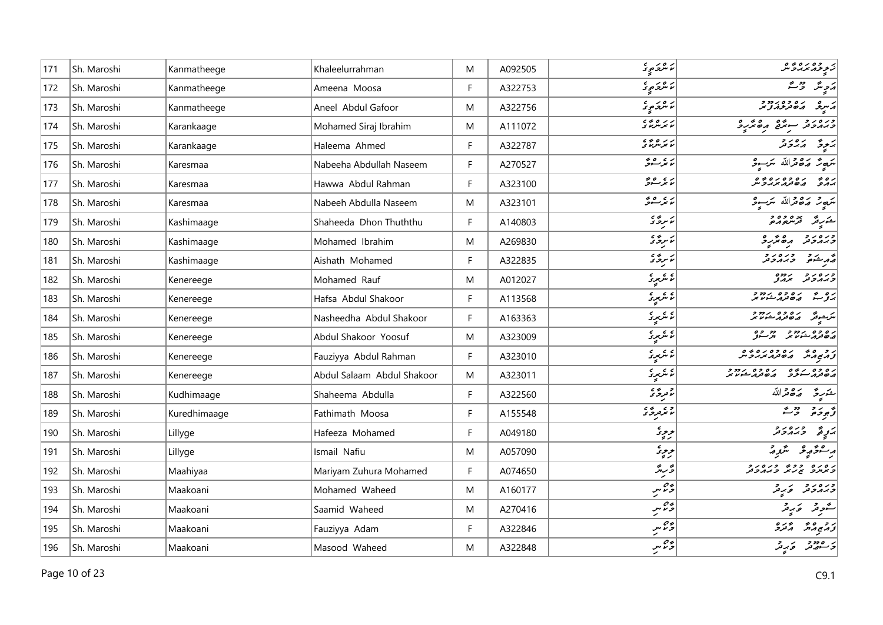| 171 | Sh. Maroshi | Kanmatheege | Khaleelurrahman | M | A092505 | ކަންމަތީގެ | ޚަލީލުއްރަޙްމާން |
|---|---|---|---|---|---|---|---|
| 172 | Sh. Maroshi | Kanmatheege | Ameena Moosa | F | A322753 | ކަންމަތީގެ | އަމީނާ މޫސާ |
| 173 | Sh. Maroshi | Kanmatheege | Aneel Abdul Gafoor | M | A322756 | ކަންމަތީގެ | އަނީލް އަބްދުލްޣަފޫރު |
| 174 | Sh. Maroshi | Karankaage | Mohamed Siraj Ibrahim | M | A111072 | ކަރަންކާގެ | މުޙައްމަދު ސިރާޖު އިބްރާހީމް |
| 175 | Sh. Maroshi | Karankaage | Haleema Ahmed | F | A322787 | ކަރަންކާގެ | ހަލީމާ އަޙްމަދު |
| 176 | Sh. Maroshi | Karesmaa | Nabeeha Abdullah Naseem | F | A270527 | ކަރެސްމާ | ނަބީހާ އަބްދުﷲ ނަސީމް |
| 177 | Sh. Maroshi | Karesmaa | Hawwa Abdul Rahman | F | A323100 | ކަރެސްމާ | ހައްވާ އަބްދުއްރަޙްމާން |
| 178 | Sh. Maroshi | Karesmaa | Nabeeh Abdulla Naseem | M | A323101 | ކަރެސްމާ | ނަބީހު އަބްދުﷲ ނަސީމް |
| 179 | Sh. Maroshi | Kashimaage | Shaheeda Dhon Thuththu | F | A140803 | ކަށިމާގެ | ޝަހީދާ ދޮންތުއްތު |
| 180 | Sh. Maroshi | Kashimaage | Mohamed Ibrahim | M | A269830 | ކަށިމާގެ | މުޙައްމަދު އިބްރާހީމް |
| 181 | Sh. Maroshi | Kashimaage | Aishath Mohamed | F | A322835 | ކަށިމާގެ | އާއިޝަތު މުޙައްމަދު |
| 182 | Sh. Maroshi | Kenereege | Mohamed Rauf | M | A012027 | ކެނެރީގެ | މުޙައްމަދު ރައޫފު |
| 183 | Sh. Maroshi | Kenereege | Hafsa Abdul Shakoor | F | A113568 | ކެނެރީގެ | ހަފްސާ އަބްދުލްޝަކޫރު |
| 184 | Sh. Maroshi | Kenereege | Nasheedha Abdul Shakoor | F | A163363 | ކެނެރީގެ | ނަޝީދާ އަބްދުލްޝަކޫރު |
| 185 | Sh. Maroshi | Kenereege | Abdul Shakoor Yoosuf | M | A323009 | ކެނެރީގެ | އަބްދުލްޝަކޫރު ޔޫސުފް |
| 186 | Sh. Maroshi | Kenereege | Fauziyya Abdul Rahman | F | A323010 | ކެނެރީގެ | ފައުޒިއްޔާ އަބްދުއްރަޙްމާން |
| 187 | Sh. Maroshi | Kenereege | Abdul Salaam Abdul Shakoor | M | A323011 | ކެނެރީގެ | އަބްދުލްސަލާމް އަބްދުލްޝަކޫރު |
| 188 | Sh. Maroshi | Kudhimaage | Shaheema Abdulla | F | A322560 | ކުދިމާގެ | ޝަހީމާ އަބްދުﷲ |
| 189 | Sh. Maroshi | Kuredhimaage | Fathimath Moosa | F | A155548 | ކުރެދިމާގެ | ފާތިމަތު މޫސާ |
| 190 | Sh. Maroshi | Lillyge | Hafeeza Mohamed | F | A049180 | ލިލީގެ | ހަފީޒާ މުޙައްމަދު |
| 191 | Sh. Maroshi | Lillyge | Ismail Nafiu | M | A057090 | ލިލީގެ | އިސްމާޢީލް ނާފިއު |
| 192 | Sh. Maroshi | Maahiyaa | Mariyam Zuhura Mohamed | F | A074650 | މާހިޔާ | މަރިޔަމް ޒުހުރާ މުޙައްމަދު |
| 193 | Sh. Maroshi | Maakoani | Mohamed Waheed | M | A160177 | މާކޯނި | މުޙައްމަދު ވަޙީދު |
| 194 | Sh. Maroshi | Maakoani | Saamid Waheed | M | A270416 | މާކޯނި | ސާމިދު ވަޙީދު |
| 195 | Sh. Maroshi | Maakoani | Fauziyya Adam | F | A322846 | މާކޯނި | ފައުޒިއްޔާ އާދަމް |
| 196 | Sh. Maroshi | Maakoani | Masood Waheed | M | A322848 | މާކޯނި | މަސްއޫދު ވަޙީދު |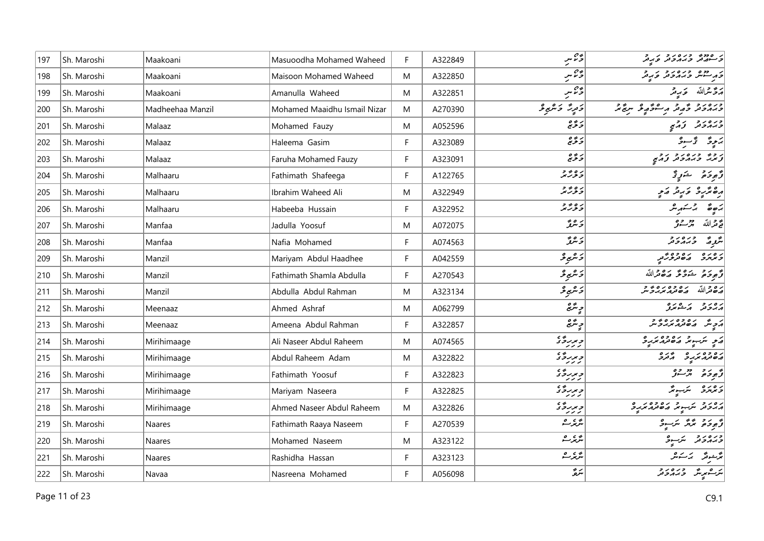| 197 | Sh. Maroshi | Maakoani | Masuoodha Mohamed Waheed | F | A322849 | ޑާކޯނި | މަސްޢޫދާ މުހައްމަދު ވަހީދު |
|---|---|---|---|---|---|---|---|
| 198 | Sh. Maroshi | Maakoani | Maisoon Mohamed Waheed | M | A322850 | ޑާކޯނި | މައިސޫން މުހައްމަދު ވަހީދު |
| 199 | Sh. Maroshi | Maakoani | Amanulla Waheed | M | A322851 | ޑާކޯނި | އަމާނުﷲ ވަހީދު |
| 200 | Sh. Maroshi | Madheehaa Manzil | Mohamed Maaidhu Ismail Nizar | M | A270390 | މަދީހާ މަންޒިލް | މުހައްމަދު މާއިދު އިސްމާއީލް ނިޒާރު |
| 201 | Sh. Maroshi | Malaaz | Mohamed Fauzy | M | A052596 | މަލާޒް | މުހައްމަދު ފައުޒީ |
| 202 | Sh. Maroshi | Malaaz | Haleema Gasim | F | A323089 | މަލާޒް | ހަލީމާ ގާސިމް |
| 203 | Sh. Maroshi | Malaaz | Faruha Mohamed Fauzy | F | A323091 | މަލާޒް | ފަރުހާ މުހައްމަދު ފައުޒީ |
| 204 | Sh. Maroshi | Malhaaru | Fathimath Shafeega | F | A122765 | މަލްހާރު | ފާތިމަތު ޝަފީގާ |
| 205 | Sh. Maroshi | Malhaaru | Ibrahim Waheed Ali | M | A322949 | މަލްހާރު | އިބްރާހީމް ވަހީދު ޢަލީ |
| 206 | Sh. Maroshi | Malhaaru | Habeeba Hussain | F | A322952 | މަލްހާރު | ހަބީބާ ހުސައިން |
| 207 | Sh. Maroshi | Manfaa | Jadulla Yoosuf | M | A072075 | މަންފާ | ޖާދުﷲ ޔޫސުފު |
| 208 | Sh. Maroshi | Manfaa | Nafia Mohamed | F | A074563 | މަންފާ | ނާފިއާ މުހައްމަދު |
| 209 | Sh. Maroshi | Manzil | Mariyam Abdul Haadhee | F | A042559 | މަންޒިލް | މަރިޔަމް އަބްދުލްހާދީ |
| 210 | Sh. Maroshi | Manzil | Fathimath Shamla Abdulla | F | A270543 | މަންޒިލް | ފާތިމަތު ޝަމްލާ އަބްދުﷲ |
| 211 | Sh. Maroshi | Manzil | Abdulla Abdul Rahman | M | A323134 | މަންޒިލް | އަބްދުﷲ އަބްދުއްރަޙްމާން |
| 212 | Sh. Maroshi | Meenaaz | Ahmed Ashraf | M | A062799 | މީނާޒް | އަޙްމަދު އަޝްރަފް |
| 213 | Sh. Maroshi | Meenaaz | Ameena Abdul Rahman | F | A322857 | މީނާޒް | އަމީނާ އަބްދުއްރަޙްމާން |
| 214 | Sh. Maroshi | Mirihimaage | Ali Naseer Abdul Raheem | M | A074565 | މިރިހިމާގެ | ޢަލީ ނަސީރު އަބްދުއްރަޙީމް |
| 215 | Sh. Maroshi | Mirihimaage | Abdul Raheem Adam | M | A322822 | މިރިހިމާގެ | އަބްދުއްރަޙީމް އާދަމް |
| 216 | Sh. Maroshi | Mirihimaage | Fathimath Yoosuf | F | A322823 | މިރިހިމާގެ | ފާތިމަތު ޔޫސުފު |
| 217 | Sh. Maroshi | Mirihimaage | Mariyam Naseera | F | A322825 | މިރިހިމާގެ | މަރިޔަމް ނަސީރާ |
| 218 | Sh. Maroshi | Mirihimaage | Ahmed Naseer Abdul Raheem | M | A322826 | މިރިހިމާގެ | އަޙްމަދު ނަސީރު އަބްދުއްރަޙީމް |
| 219 | Sh. Maroshi | Naares | Fathimath Raaya Naseem | F | A270539 | ނާރެސް | ފާތިމަތު ރާޔާ ނަސީމް |
| 220 | Sh. Maroshi | Naares | Mohamed Naseem | M | A323122 | ނާރެސް | މުހައްމަދު ނަސީމް |
| 221 | Sh. Maroshi | Naares | Rashidha Hassan | F | A323123 | ނާރެސް | ރާޝިދާ ހަސަން |
| 222 | Sh. Maroshi | Navaa | Nasreena Mohamed | F | A056098 | ނަވާ | ނަސްރީނާ މުހައްމަދު |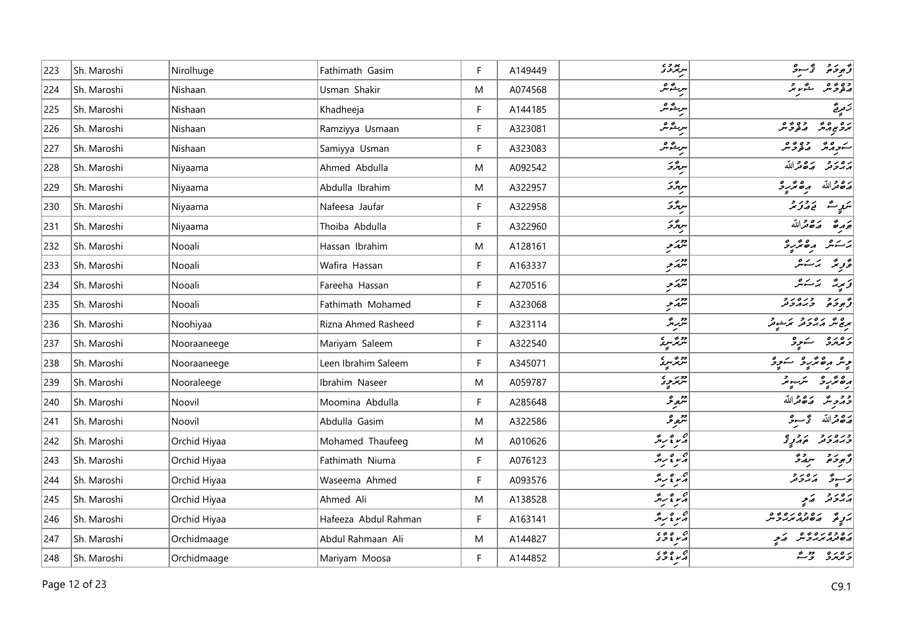| 223 | Sh. Maroshi | Nirolhuge | Fathimath Gasim | F | A149449 | سِرِيْرُوْ | ڙَّجِرَةَ تَوَسِرْ |
|---|---|---|---|---|---|---|---|
| 224 | Sh. Maroshi | Nishaan | Usman Shakir | M | A074568 | سِرِشَّہْر | ٱرْهُوَّسْ شَّرِيْرُ |
| 225 | Sh. Maroshi | Nishaan | Khadheeja | F | A144185 | سِرِشَّہْر | زَمِرِقَّ |
| 226 | Sh. Maroshi | Nishaan | Ramziyya Usmaan | F | A323081 | سِرِشَّہْر | بَرُوْبِرْہُرَ رُهُوَّسْ |
| 227 | Sh. Maroshi | Nishaan | Samiyya Usman | F | A323083 | سِرِشَّہْر | سَوِرُہُرَ رُهُوَّسْ |
| 228 | Sh. Maroshi | Niyaama | Ahmed Abdulla | M | A092542 | سِرِدَّرَ | رَرْوَدُ رَهْقُرُاللّٰهُ |
| 229 | Sh. Maroshi | Niyaama | Abdulla Ibrahim | M | A322957 | سِرِدَّرَ | رَهْقُرُاللّٰهُ رِھُمَّرِرُ |
| 230 | Sh. Maroshi | Niyaama | Nafeesa Jaufar | F | A322958 | سِرِدَّرَ | سَرِرْسَّ يَرْوَبُرْ |
| 231 | Sh. Maroshi | Niyaama | Thoiba Abdulla | F | A322960 | سِرِدَّرَ | جَرِرِھَّ رَهْقُرُاللّٰهُ |
| 232 | Sh. Maroshi | Nooali | Hassan Ibrahim | M | A128161 | سُرْرَمِ | بَرْسَسْ رِھُمَّرِرُ |
| 233 | Sh. Maroshi | Nooali | Wafira Hassan | F | A163337 | سُرْرَمِ | رَّرِيْرَّ بَرْسَسْ |
| 234 | Sh. Maroshi | Nooali | Fareeha Hassan | F | A270516 | سُرْرَمِ | زَبِرِرُّ بَرْسَسْ |
| 235 | Sh. Maroshi | Nooali | Fathimath Mohamed | F | A323068 | سُرْرَمِ | ڙَّجِرَةَ دِبَرُرَدُ |
| 236 | Sh. Maroshi | Noohiyaa | Rizna Ahmed Rasheed | F | A323114 | سُرْرِرَّ | بِرِيْ سَّرَ رَرْوَدُ بَرَشِيْدُ |
| 237 | Sh. Maroshi | Nooraaneege | Mariyam Saleem | F | A322540 | سُرُرَّسِرِيْ | وَبُرْرُوْ سَوِرُوْ |
| 238 | Sh. Maroshi | Nooraaneege | Leen Ibrahim Saleem | F | A345071 | سُرُرَّسِرِيْ | وِسْ رِھُمَّرِرُ سَوِرُوْ |
| 239 | Sh. Maroshi | Nooraleege | Ibrahim Naseer | M | A059787 | سُرُرَوِيْ | رِھُمَّرِرُ سَرَسِبُرُ |
| 240 | Sh. Maroshi | Noovil | Moomina Abdulla | F | A285648 | سُرْوِوْ | دُرُوِسَّ رَهْقُرُاللّٰهُ |
| 241 | Sh. Maroshi | Noovil | Abdulla Gasim | M | A322586 | سُرْوِوْ | رَهْقُرُاللّٰهُ تَوَسِرْ |
| 242 | Sh. Maroshi | Orchid Hiyaa | Mohamed Thaufeeg | M | A010626 | رُسِوْ رِرَّ | دِبَرُرَدُ جَرُوِتْ |
| 243 | Sh. Maroshi | Orchid Hiyaa | Fathimath Niuma | F | A076123 | رُسِوْ رِرَّ | ڙَّجِرَةَ سِرْرُوَّ |
| 244 | Sh. Maroshi | Orchid Hiyaa | Waseema Ahmed | F | A093576 | رُسِوْ رِرَّ | وَسِوِّ رَرْوَدُ |
| 245 | Sh. Maroshi | Orchid Hiyaa | Ahmed Ali | M | A138528 | رُسِوْ رِرَّ | رَرْوَدُ رَمِ |
| 246 | Sh. Maroshi | Orchid Hiyaa | Hafeeza Abdul Rahman | F | A163141 | رُسِوْ رِرَّ | بَرِوِرَّ رَهْقُرْرَبَرُرُوَّسْ |
| 247 | Sh. Maroshi | Orchidmaage | Abdul Rahmaan Ali | M | A144827 | رُسِوْوَّيْ | رَهْقُرْرَبَرُرُوَّسْ رَمِ |
| 248 | Sh. Maroshi | Orchidmaage | Mariyam Moosa | F | A144852 | رُسِوْوَّيْ | وَبُرْرُوْ دُرْسَّ |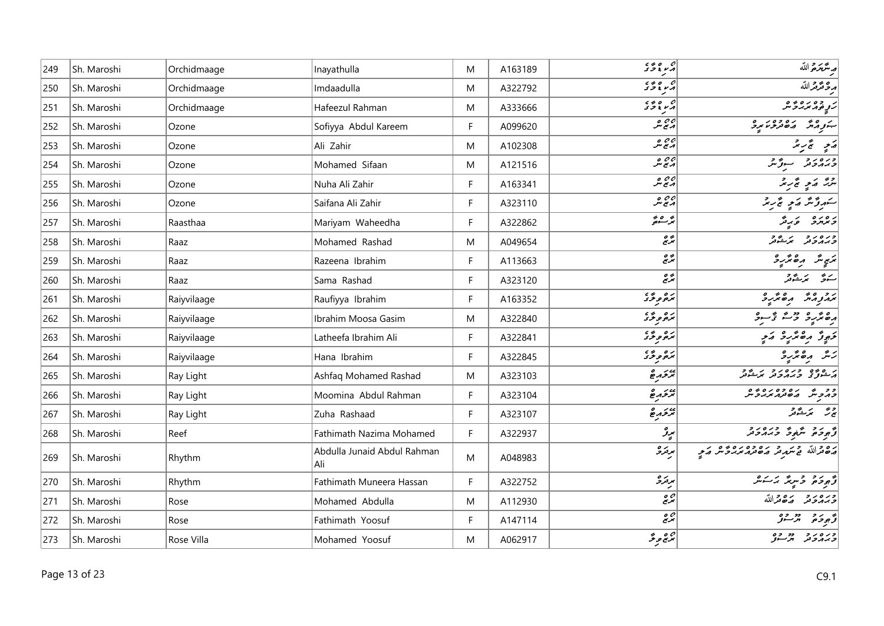| 249 | Sh. Maroshi | Orchidmaage | Inayathulla | M | A163189 | ޢޯކިޑްމާގެ | އިނާޔަތުﷲ |
|---|---|---|---|---|---|---|---|
| 250 | Sh. Maroshi | Orchidmaage | Imdaadulla | M | A322792 | ޢޯކިޑްމާގެ | އިމްދާދުﷲ |
| 251 | Sh. Maroshi | Orchidmaage | Hafeezul Rahman | M | A333666 | ޢޯކިޑްމާގެ | ހަފީޒުއްރަޙްމާން |
| 252 | Sh. Maroshi | Ozone | Sofiyya Abdul Kareem | F | A099620 | އޯޒޯން | ސޮފިއްޔާ ޢަބްދުލްކަރީމް |
| 253 | Sh. Maroshi | Ozone | Ali Zahir | M | A102308 | އޯޒޯން | ޢަލީ ޒާހިރު |
| 254 | Sh. Maroshi | Ozone | Mohamed Sifaan | M | A121516 | އޯޒޯން | މުޙައްމަދު ސިފާން |
| 255 | Sh. Maroshi | Ozone | Nuha Ali Zahir | F | A163341 | އޯޒޯން | ނުހާ ޢަލީ ޒާހިރު |
| 256 | Sh. Maroshi | Ozone | Saifana Ali Zahir | F | A323110 | އޯޒޯން | ސައިފާނާ ޢަލީ ޒާހިރު |
| 257 | Sh. Maroshi | Raasthaa | Mariyam Waheedha | F | A322862 | ރާސްތާ | މަރިޔަމް ވަހީދާ |
| 258 | Sh. Maroshi | Raaz | Mohamed Rashad | M | A049654 | ރާޒް | މުޙައްމަދު ރަޝާދު |
| 259 | Sh. Maroshi | Raaz | Razeena Ibrahim | F | A113663 | ރާޒް | ރަޒީނާ އިބްރާހީމް |
| 260 | Sh. Maroshi | Raaz | Sama Rashad | F | A323120 | ރާޒް | ސަމާ ރަޝާދު |
| 261 | Sh. Maroshi | Raiyvilaage | Raufiyya Ibrahim | F | A163352 | ރައްވިލާގެ | ރައުފިއްޔާ އިބްރާހީމް |
| 262 | Sh. Maroshi | Raiyvilaage | Ibrahim Moosa Gasim | M | A322840 | ރައްވިލާގެ | އިބްރާހީމް މޫސާ ޤާސިމް |
| 263 | Sh. Maroshi | Raiyvilaage | Latheefa Ibrahim Ali | F | A322841 | ރައްވިލާގެ | ލަޠީފާ އިބްރާހީމް ޢަލީ |
| 264 | Sh. Maroshi | Raiyvilaage | Hana Ibrahim | F | A322845 | ރައްވިލާގެ | ހަނާ އިބްރާހީމް |
| 265 | Sh. Maroshi | Ray Light | Ashfaq Mohamed Rashad | M | A323103 | ރޭލައިޓް | އަޝްފާޤް މުޙައްމަދު ރަޝާދު |
| 266 | Sh. Maroshi | Ray Light | Moomina Abdul Rahman | F | A323104 | ރޭލައިޓް | މޫމިނާ ޢަބްދުއްރަޙްމާން |
| 267 | Sh. Maroshi | Ray Light | Zuha Rashaad | F | A323107 | ރޭލައިޓް | ޟުހާ ރަޝާދު |
| 268 | Sh. Maroshi | Reef | Fathimath Nazima Mohamed | F | A322937 | ރީފް | ފާތިމަތު ނާޒިމާ މުޙައްމަދު |
| 269 | Sh. Maroshi | Rhythm | Abdulla Junaid Abdul Rahman Ali | M | A048983 | ރިދަމް | ޢަބްދުﷲ ޖުނައިދު ޢަބްދުއްރަޙްމާން ޢަލީ |
| 270 | Sh. Maroshi | Rhythm | Fathimath Muneera Hassan | F | A322752 | ރިދަމް | ފާތިމަތު މުނީރާ ހަސަން |
| 271 | Sh. Maroshi | Rose | Mohamed Abdulla | M | A112930 | ރޯޒް | މުޙައްމަދު ޢަބްދުﷲ |
| 272 | Sh. Maroshi | Rose | Fathimath Yoosuf | F | A147114 | ރޯޒް | ފާތިމަތު ޔޫސުފު |
| 273 | Sh. Maroshi | Rose Villa | Mohamed Yoosuf | M | A062917 | ރޯޒްވިލާ | މުޙައްމަދު ޔޫސުފު |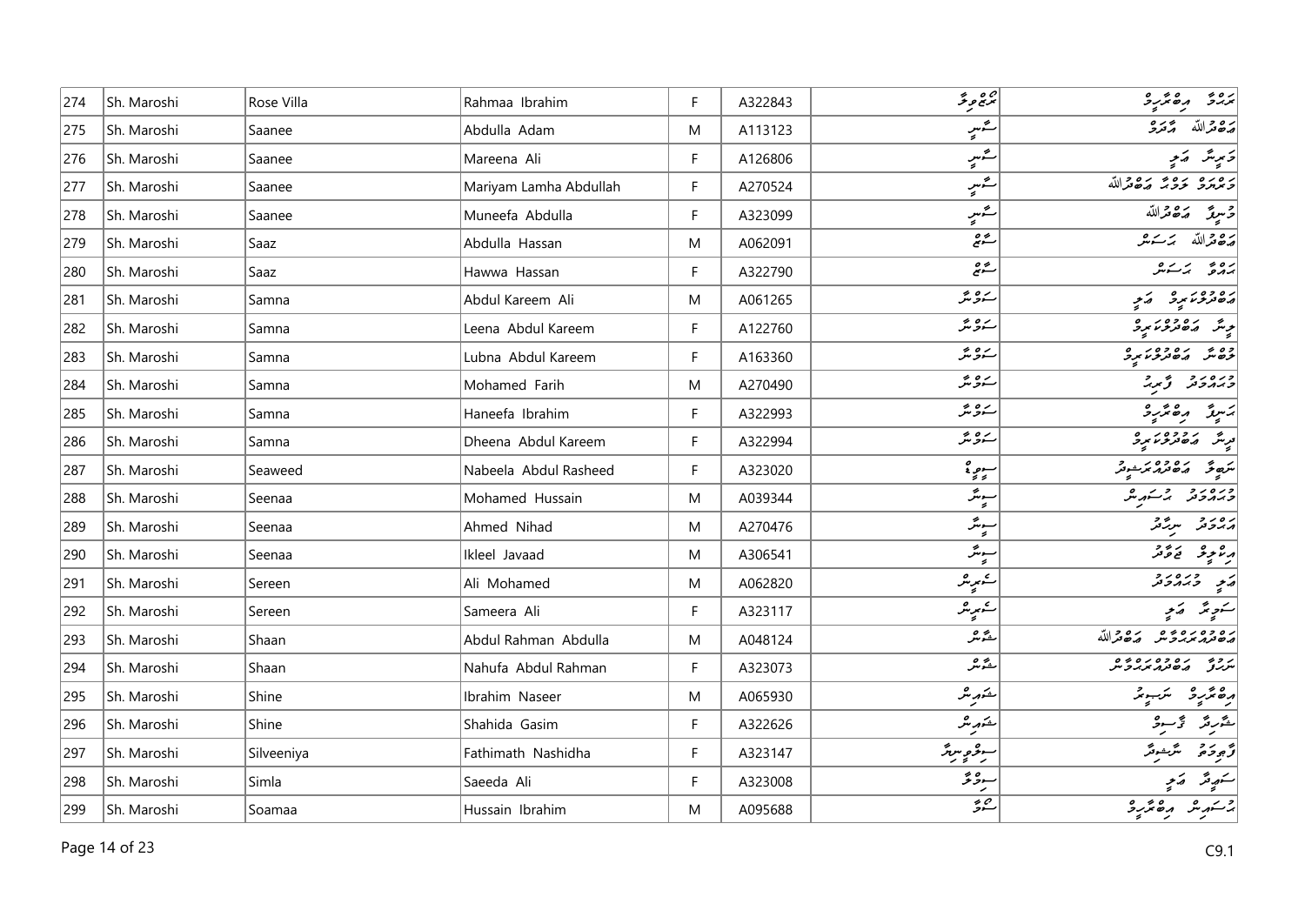| 274 | Sh. Maroshi | Rose Villa | Rahmaa Ibrahim | F | A322843 | ޝީޒްވިލާ | ރަޙްމާ އިބްރާހީމް |
|---|---|---|---|---|---|---|---|
| 275 | Sh. Maroshi | Saanee | Abdulla Adam | M | A113123 | ސާނީ | އަބްދުﷲ އާދަމް |
| 276 | Sh. Maroshi | Saanee | Mareena Ali | F | A126806 | ސާނީ | މަރީނާ ޢަލީ |
| 277 | Sh. Maroshi | Saanee | Mariyam Lamha Abdullah | F | A270524 | ސާނީ | މަރިޔަމް ލަމްހާ އަބްދުﷲ |
| 278 | Sh. Maroshi | Saanee | Muneefa Abdulla | F | A323099 | ސާނީ | މުނީފާ އަބްދުﷲ |
| 279 | Sh. Maroshi | Saaz | Abdulla Hassan | M | A062091 | ސާޒް | އަބްދުﷲ ހަސަން |
| 280 | Sh. Maroshi | Saaz | Hawwa Hassan | F | A322790 | ސާޒް | ހައްވާ ހަސަން |
| 281 | Sh. Maroshi | Samna | Abdul Kareem Ali | M | A061265 | ސަމްނާ | އަބްދުލްކަރީމް ޢަލީ |
| 282 | Sh. Maroshi | Samna | Leena Abdul Kareem | F | A122760 | ސަމްނާ | ލީނާ އަބްދުލްކަރީމް |
| 283 | Sh. Maroshi | Samna | Lubna Abdul Kareem | F | A163360 | ސަމްނާ | ލުބްނާ އަބްދުލްކަރީމް |
| 284 | Sh. Maroshi | Samna | Mohamed Farih | M | A270490 | ސަމްނާ | މުހައްމަދު ފާރިހު |
| 285 | Sh. Maroshi | Samna | Haneefa Ibrahim | F | A322993 | ސަމްނާ | ހަނީފާ އިބްރާހީމް |
| 286 | Sh. Maroshi | Samna | Dheena Abdul Kareem | F | A322994 | ސަމްނާ | ދީނާ އަބްދުލްކަރީމް |
| 287 | Sh. Maroshi | Seaweed | Nabeela Abdul Rasheed | F | A323020 | ސީވީޑް | ނަބީލާ އަބްދުއްރަޝީދު |
| 288 | Sh. Maroshi | Seenaa | Mohamed Hussain | M | A039344 | ސީނާ | މުހައްމަދު ޙުސައިން |
| 289 | Sh. Maroshi | Seenaa | Ahmed Nihad | M | A270476 | ސީނާ | އަޙްމަދު ނިހާދު |
| 290 | Sh. Maroshi | Seenaa | Ikleel Javaad | M | A306541 | ސީނާ | އިކްލީލް ޖަވާދު |
| 291 | Sh. Maroshi | Sereen | Ali Mohamed | M | A062820 | ސެރީން | ޢަލީ މުހައްމަދު |
| 292 | Sh. Maroshi | Sereen | Sameera Ali | F | A323117 | ސެރީން | ސަމީރާ ޢަލީ |
| 293 | Sh. Maroshi | Shaan | Abdul Rahman Abdulla | M | A048124 | ޝާން | އަބްދުއްރަޙްމާން އަބްދުﷲ |
| 294 | Sh. Maroshi | Shaan | Nahufa Abdul Rahman | F | A323073 | ޝާން | ނަހުފާ އަބްދުއްރަޙްމާން |
| 295 | Sh. Maroshi | Shine | Ibrahim Naseer | M | A065930 | ޝައިން | އިބްރާހީމް ނަސީރު |
| 296 | Sh. Maroshi | Shine | Shahida Gasim | F | A322626 | ޝައިން | ޝާހިދާ ޤާސިމް |
| 297 | Sh. Maroshi | Silveeniya | Fathimath Nashidha | F | A323147 | ސިލްވީނިޔާ | ފާތިމަތު ނާޝިދާ |
| 298 | Sh. Maroshi | Simla | Saeeda Ali | F | A323008 | ސިމްލާ | ސައީދާ ޢަލީ |
| 299 | Sh. Maroshi | Soamaa | Hussain Ibrahim | M | A095688 | ސޯމާ | ޙުސައިން އިބްރާހީމް |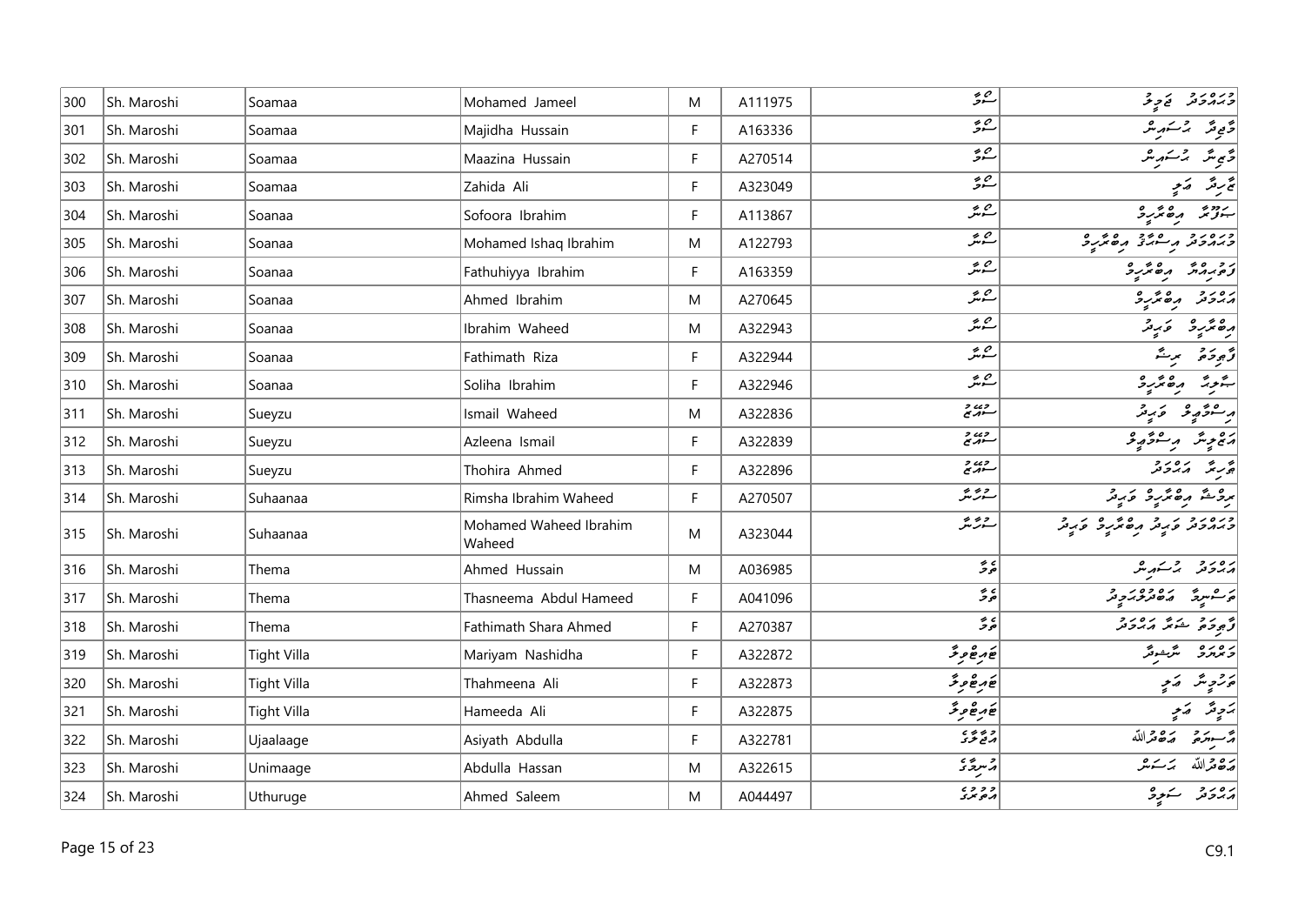| 300 | Sh. Maroshi | Soamaa | Mohamed Jameel | M | A111975 | ސޯމާ | މުހައްމަދު ޖަމީލް |
|---|---|---|---|---|---|---|---|
| 301 | Sh. Maroshi | Soamaa | Majidha Hussain | F | A163336 | ސޯމާ | މާޖިދާ ހުސައިން |
| 302 | Sh. Maroshi | Soamaa | Maazina Hussain | F | A270514 | ސޯމާ | މާޒިނާ ހުސައިން |
| 303 | Sh. Maroshi | Soamaa | Zahida Ali | F | A323049 | ސޯމާ | ޒާހިދާ ޢަލީ |
| 304 | Sh. Maroshi | Soanaa | Sofoora Ibrahim | F | A113867 | ސޯނާ | ސަފޫރާ އިބްރާހީމް |
| 305 | Sh. Maroshi | Soanaa | Mohamed Ishaq Ibrahim | M | A122793 | ސޯނާ | މުހައްމަދު އިސްހާޤު އިބްރާހީމް |
| 306 | Sh. Maroshi | Soanaa | Fathuhiyya Ibrahim | F | A163359 | ސޯނާ | ފަތުހިއްޔާ އިބްރާހީމް |
| 307 | Sh. Maroshi | Soanaa | Ahmed Ibrahim | M | A270645 | ސޯނާ | އަހުމަދު އިބްރާހީމް |
| 308 | Sh. Maroshi | Soanaa | Ibrahim Waheed | M | A322943 | ސޯނާ | އިބްރާހީމް ވަހީދު |
| 309 | Sh. Maroshi | Soanaa | Fathimath Riza | F | A322944 | ސޯނާ | ފާތިމަތު ރިޒާ |
| 310 | Sh. Maroshi | Soanaa | Soliha Ibrahim | F | A322946 | ސޯނާ | ޞާލިހާ އިބްރާހީމް |
| 311 | Sh. Maroshi | Sueyzu | Ismail Waheed | M | A322836 | ސުއޭޒު | އިސްމާޢީލް ވަހީދު |
| 312 | Sh. Maroshi | Sueyzu | Azleena Ismail | F | A322839 | ސުއޭޒު | އަޒްލީނާ އިސްމާޢީލް |
| 313 | Sh. Maroshi | Sueyzu | Thohira Ahmed | F | A322896 | ސުއޭޒު | ޠާހިރާ އަހުމަދު |
| 314 | Sh. Maroshi | Suhaanaa | Rimsha Ibrahim Waheed | F | A270507 | ސުހާނާ | ރިމްޝާ އިބްރާހީމް ވަހީދު |
| 315 | Sh. Maroshi | Suhaanaa | Mohamed Waheed Ibrahim Waheed | M | A323044 | ސުހާނާ | މުހައްމަދު ވަހީދު އިބްރާހީމް ވަހީދު |
| 316 | Sh. Maroshi | Thema | Ahmed Hussain | M | A036985 | ތެމާ | އަހުމަދު ހުސައިން |
| 317 | Sh. Maroshi | Thema | Thasneema Abdul Hameed | F | A041096 | ތެމާ | ތަސްނީމާ އަބްދުލްހަމީދު |
| 318 | Sh. Maroshi | Thema | Fathimath Shara Ahmed | F | A270387 | ތެމާ | ފާތިމަތު ޝަރާ އަހުމަދު |
| 319 | Sh. Maroshi | Tight Villa | Mariyam Nashidha | F | A322872 | ޓައިޓްވިލާ | މަރިޔަމް ނާޝިދާ |
| 320 | Sh. Maroshi | Tight Villa | Thahmeena Ali | F | A322873 | ޓައިޓްވިލާ | ތަހުމީނާ ޢަލީ |
| 321 | Sh. Maroshi | Tight Villa | Hameeda Ali | F | A322875 | ޓައިޓްވިލާ | ހަމީދާ ޢަލީ |
| 322 | Sh. Maroshi | Ujaalaage | Asiyath Abdulla | F | A322781 | އުޖާލާގެ | އާސިޔަތު އަބްދުﷲ |
| 323 | Sh. Maroshi | Unimaage | Abdulla Hassan | M | A322615 | އުނިމާގެ | އަބްދުﷲ ހަސަން |
| 324 | Sh. Maroshi | Uthuruge | Ahmed Saleem | M | A044497 | އުތުރުގެ | އަހުމަދު ސަލީމް |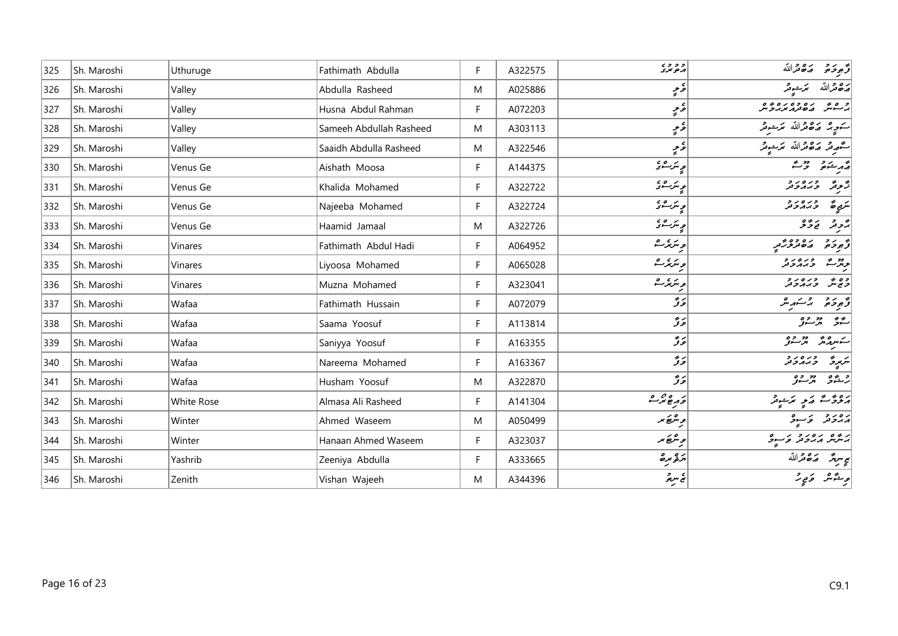| 325 | Sh. Maroshi | Uthuruge | Fathimath Abdulla | F | A322575 | މުތުރުގެ | ފާތިމަތު އަބްދުﷲ |
|---|---|---|---|---|---|---|---|
| 326 | Sh. Maroshi | Valley | Abdulla Rasheed | M | A025886 | ވެލީ | އަބްދުﷲ ރަޝީދު |
| 327 | Sh. Maroshi | Valley | Husna Abdul Rahman | F | A072203 | ވެލީ | ހުސްނާ އަބްދުއްރަޙްމާން |
| 328 | Sh. Maroshi | Valley | Sameeh Abdullah Rasheed | M | A303113 | ވެލީ | ސަމީހު އަބްދުﷲ ރަޝީދު |
| 329 | Sh. Maroshi | Valley | Saaidh Abdulla Rasheed | M | A322546 | ވެލީ | ސާއިދު އަބްދުﷲ ރަޝީދު |
| 330 | Sh. Maroshi | Venus Ge | Aishath Moosa | F | A144375 | ވީނަސްގެ | އާއިޝަތު މޫސާ |
| 331 | Sh. Maroshi | Venus Ge | Khalida Mohamed | F | A322722 | ވީނަސްގެ | ޚާލިދާ މުޙައްމަދު |
| 332 | Sh. Maroshi | Venus Ge | Najeeba Mohamed | F | A322724 | ވީނަސްގެ | ނަޖީބާ މުޙައްމަދު |
| 333 | Sh. Maroshi | Venus Ge | Haamid Jamaal | M | A322726 | ވީނަސްގެ | ހާމިދު ޖަމާލް |
| 334 | Sh. Maroshi | Vinares | Fathimath Abdul Hadi | F | A064952 | ވިނަރެސް | ފާތިމަތު އަބްދުލްހާދީ |
| 335 | Sh. Maroshi | Vinares | Liyoosa Mohamed | F | A065028 | ވިނަރެސް | ލިޔޫސާ މުޙައްމަދު |
| 336 | Sh. Maroshi | Vinares | Muzna Mohamed | F | A323041 | ވިނަރެސް | މުޒްނާ މުޙައްމަދު |
| 337 | Sh. Maroshi | Wafaa | Fathimath Hussain | F | A072079 | ވަފާ | ފާތިމަތު ހުސައިން |
| 338 | Sh. Maroshi | Wafaa | Saama Yoosuf | F | A113814 | ވަފާ | ސާމާ ޔޫސުފް |
| 339 | Sh. Maroshi | Wafaa | Saniyya Yoosuf | F | A163355 | ވަފާ | ސަނިއްޔާ ޔޫސުފް |
| 340 | Sh. Maroshi | Wafaa | Nareema Mohamed | F | A163367 | ވަފާ | ނަރީމާ މުޙައްމަދު |
| 341 | Sh. Maroshi | Wafaa | Husham Yoosuf | M | A322870 | ވަފާ | ހުޝާމް ޔޫސުފް |
| 342 | Sh. Maroshi | White Rose | Almasa Ali Rasheed | F | A141304 | ވައިޓްރޯސް | އަލްމާސާ އަލީ ރަޝީދު |
| 343 | Sh. Maroshi | Winter | Ahmed Waseem | M | A050499 | ވިންޓަރ | އަޙްމަދު ވަސީމް |
| 344 | Sh. Maroshi | Winter | Hanaan Ahmed Waseem | F | A323037 | ވިންޓަރ | ހަނާން އަޙްމަދު ވަސީމް |
| 345 | Sh. Maroshi | Yashrib | Zeeniya Abdulla | F | A333665 | ޔަޘްރިބް | ޒީނިޔާ އަބްދުﷲ |
| 346 | Sh. Maroshi | Zenith | Vishan Wajeeh | M | A344396 | ޒެނިތު | ވިޝާން ވަޖީހު |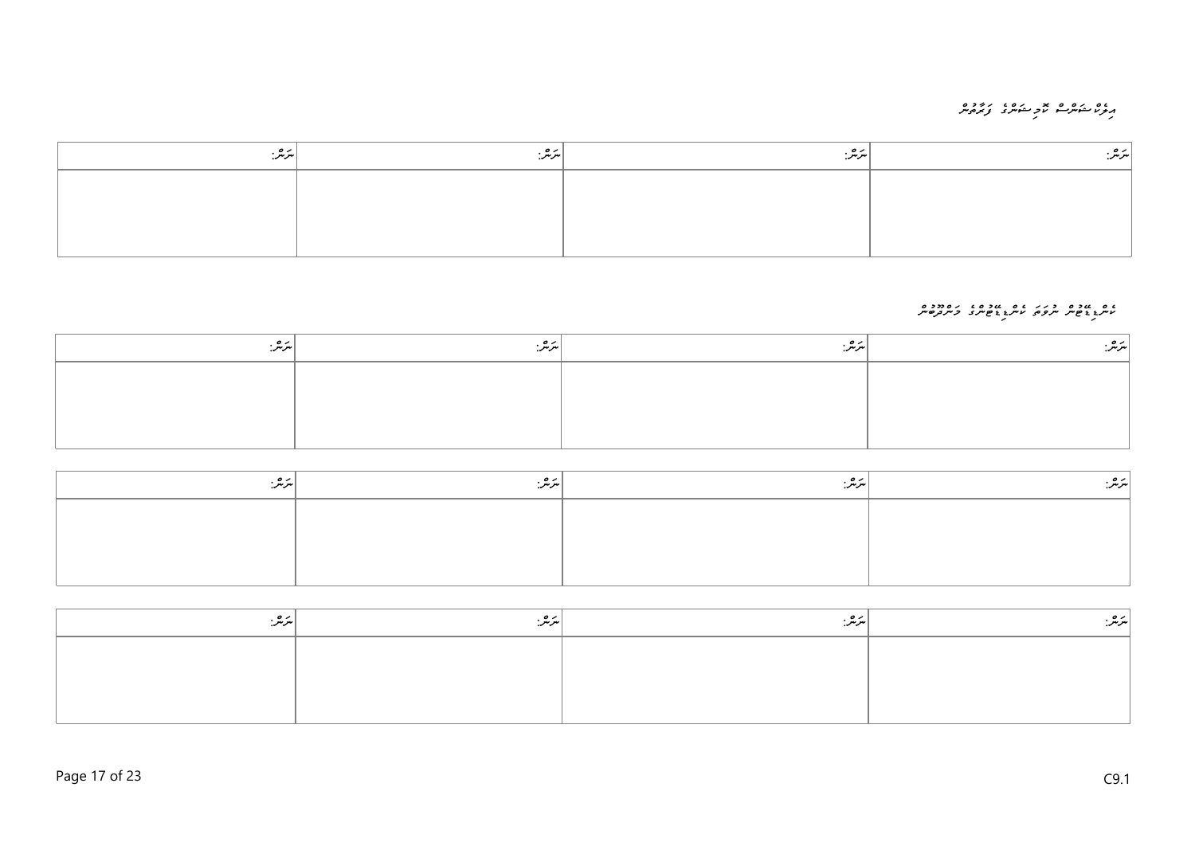## އިވެންސަރަންސް ކޮމިޝަންގެ ފަރާތުން

| ނަަން: | ނަަން: | ނަަން: | ނަަން: |
|---|---|---|---|
| | | | |

## ކެންޑިޑޭޓުން ނުވަތަ ކެންޑިޑޭޓުންގެ މަންދޫބުން

| ނަަން: | ނަަން: | ނަަން: | ނަަން: |
|---|---|---|---|
| | | | |

| ނަަން: | ނަަން: | ނަަން: | ނަަން: |
|---|---|---|---|
| | | | |

| ނަަން: | ނަަން: | ނަަން: | ނަަން: |
|---|---|---|---|
| | | | |

C9.1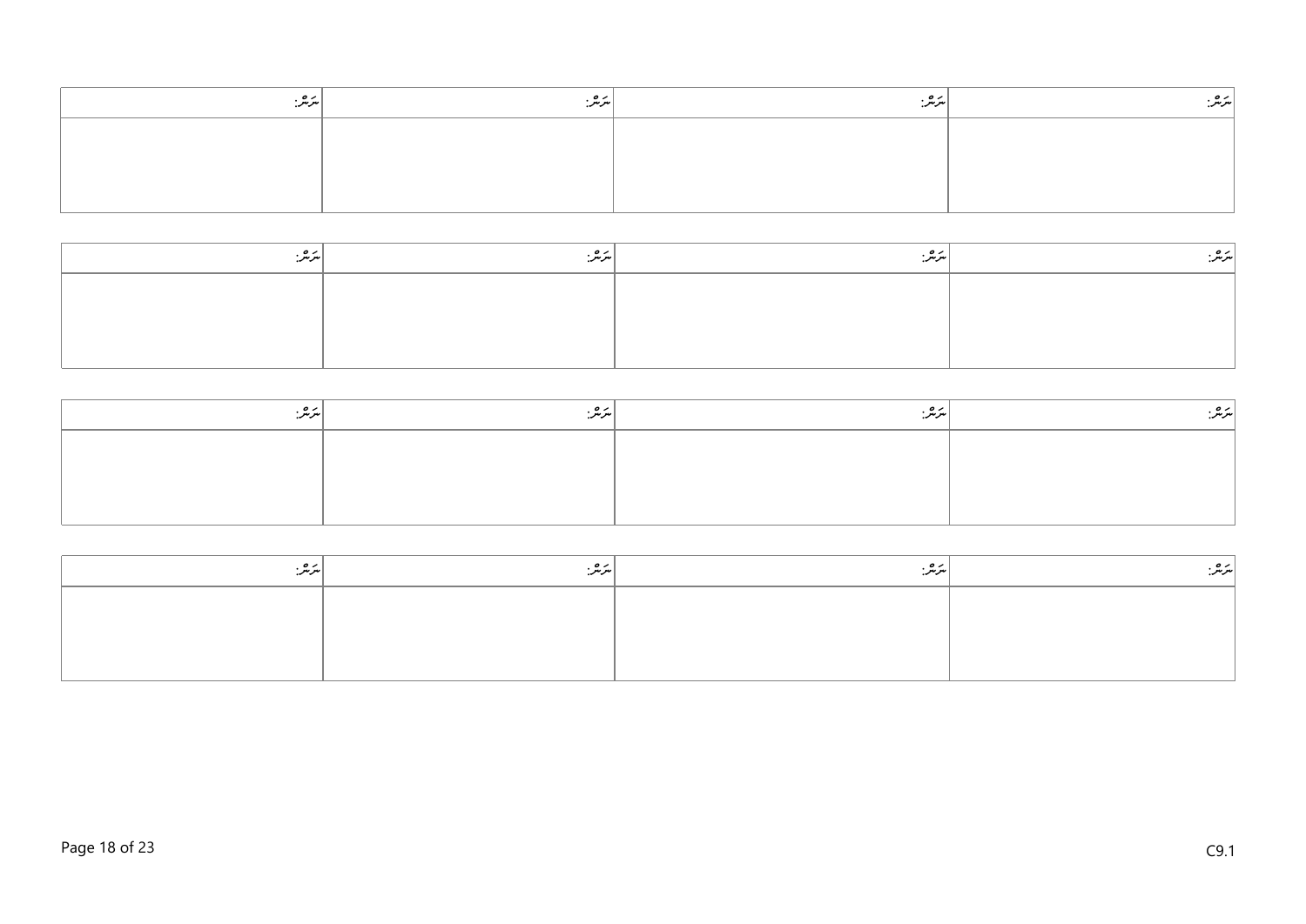| ނަރަދ: | ނަރަދ: | ނަރަދ: | ނަރަދ: |
| --- | --- | --- | --- |
| | | | |

| ނަރަދ: | ނަރަދ: | ނަރަދ: | ނަރަދ: |
| --- | --- | --- | --- |
| | | | |

| ނަރަދ: | ނަރަދ: | ނަރަދ: | ނަރަދ: |
| --- | --- | --- | --- |
| | | | |

| ނަރަދ: | ނަރަދ: | ނަރަދ: | ނަރަދ: |
| --- | --- | --- | --- |
| | | | |

C9.1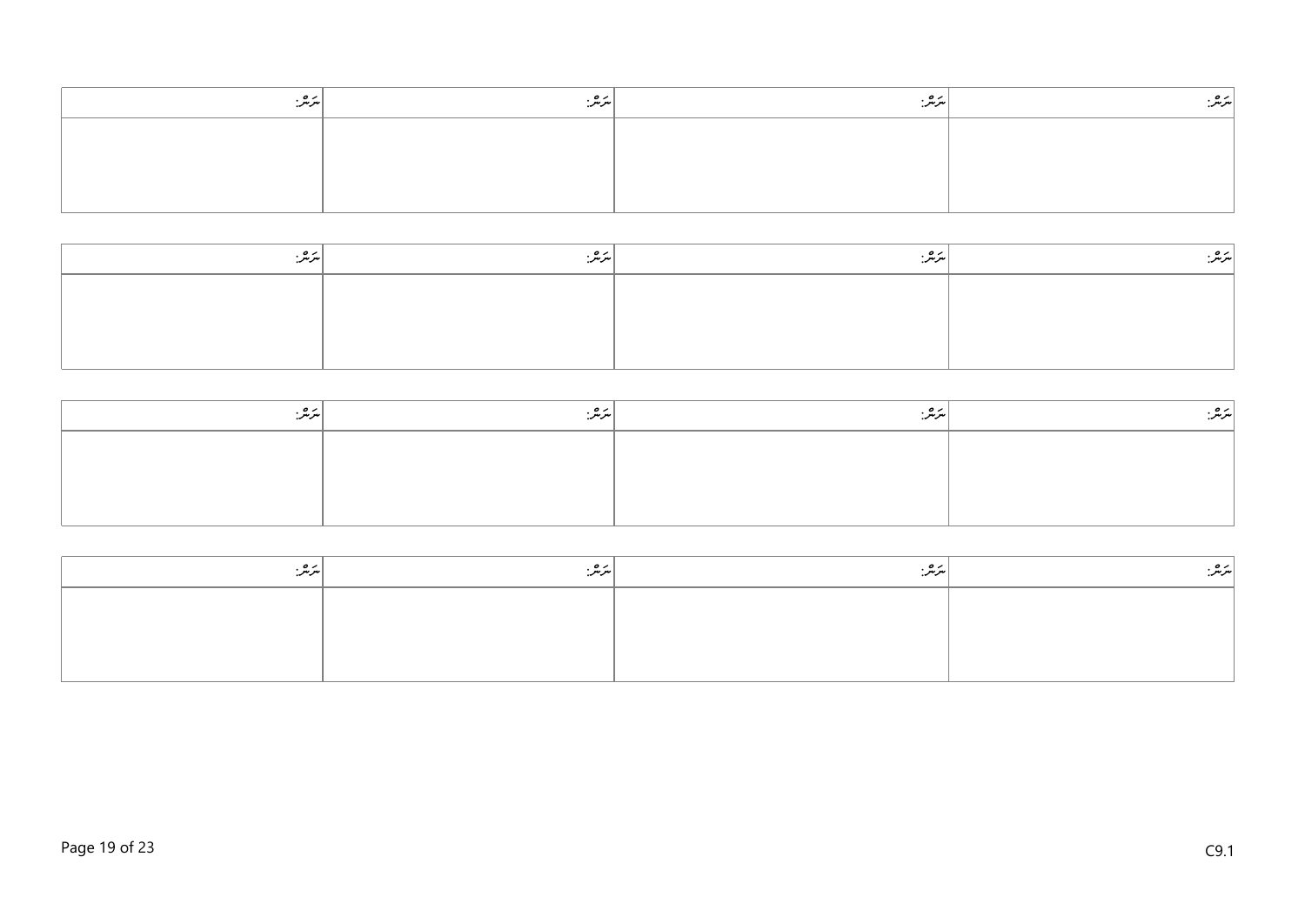| ނަންބަރު: | ނަންބަރު: | ނަންބަރު: | ނަންބަރު: |
|---|---|---|---|
| | | | |

| ނަންބަރު: | ނަންބަރު: | ނަންބަރު: | ނަންބަރު: |
|---|---|---|---|
| | | | |

| ނަންބަރު: | ނަންބަރު: | ނަންބަރު: | ނަންބަރު: |
|---|---|---|---|
| | | | |

| ނަންބަރު: | ނަންބަރު: | ނަންބަރު: | ނަންބަރު: |
|---|---|---|---|
| | | | |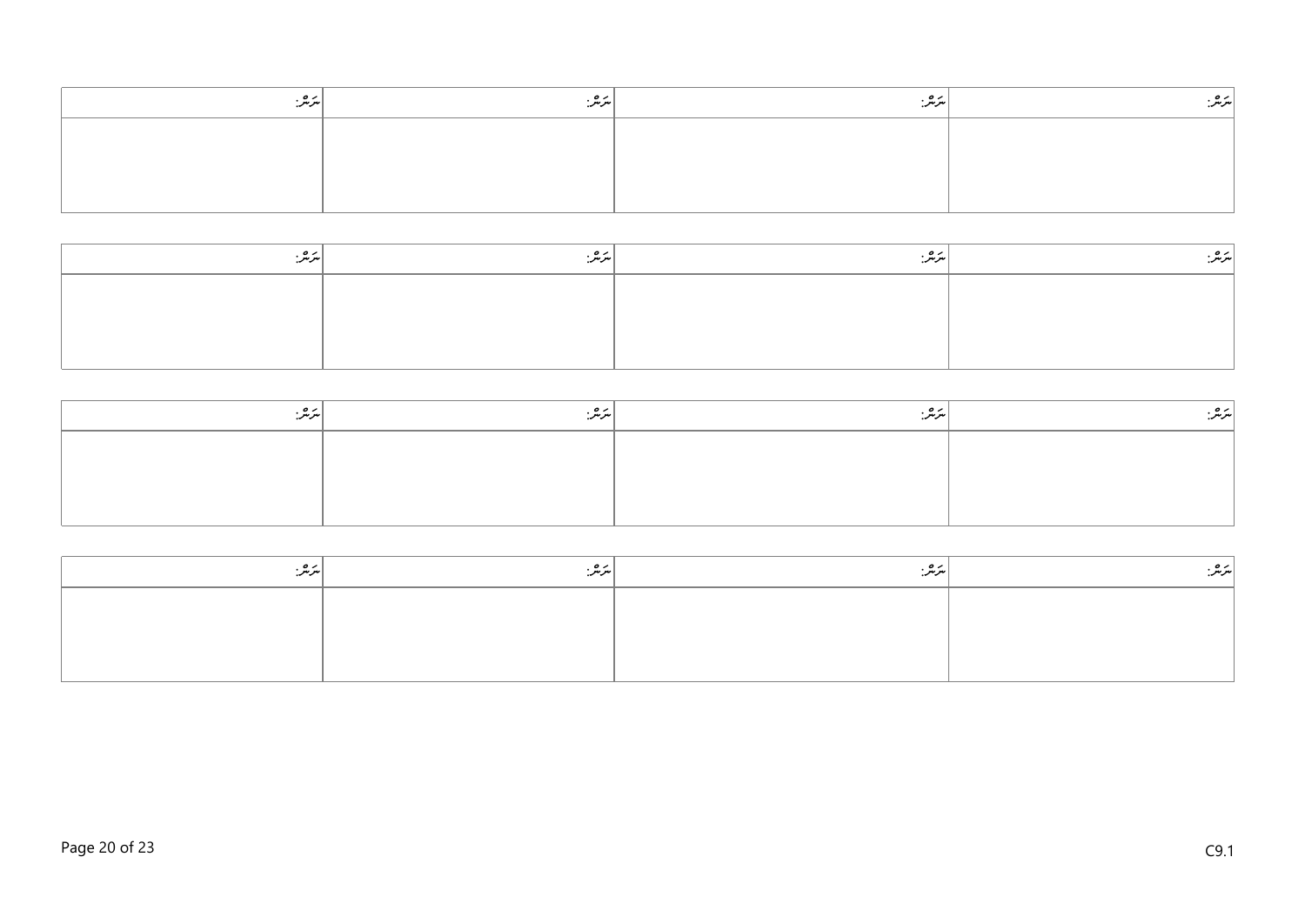| ނަރުދ: | ނަރުދ: | ނަރުދ: | ނަރުދ: |
| --- | --- | --- | --- |
| | | | |

| ނަރުދ: | ނަރުދ: | ނަރުދ: | ނަރުދ: |
| --- | --- | --- | --- |
| | | | |

| ނަރުދ: | ނަރުދ: | ނަރުދ: | ނަރުދ: |
| --- | --- | --- | --- |
| | | | |

| ނަރުދ: | ނަރުދ: | ނަރުދ: | ނަރުދ: |
| --- | --- | --- | --- |
| | | | |

C9.1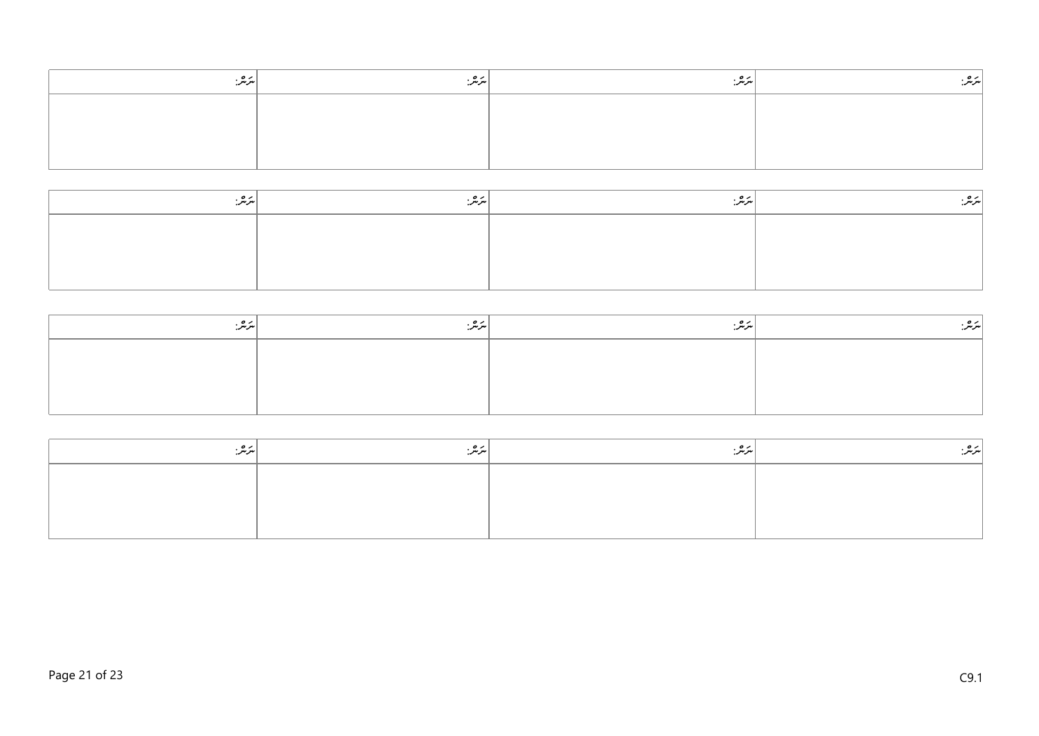| ނަންބަރ: | ނަންބަރ: | ނަންބަރ: | ނަންބަރ: |
| --- | --- | --- | --- |
| | | | |

| ނަންބަރ: | ނަންބަރ: | ނަންބަރ: | ނަންބަރ: |
| --- | --- | --- | --- |
| | | | |

| ނަންބަރ: | ނަންބަރ: | ނަންބަރ: | ނަންބަރ: |
| --- | --- | --- | --- |
| | | | |

| ނަންބަރ: | ނަންބަރ: | ނަންބަރ: | ނަންބަރ: |
| --- | --- | --- | --- |
| | | | |

C9.1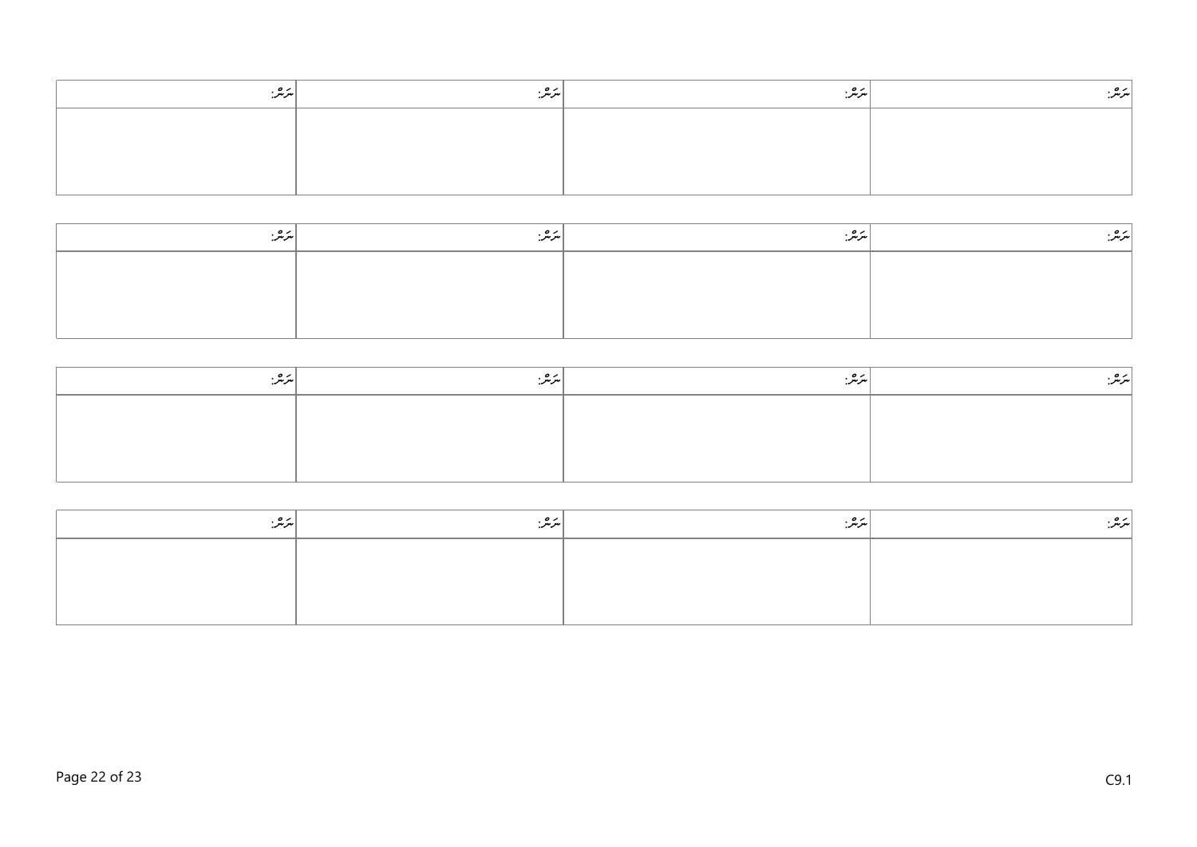| ނަންބަރު: | ނަންބަރު: | ނަންބަރު: | ނަންބަރު: |
|---|---|---|---|
| | | | |

| ނަންބަރު: | ނަންބަރު: | ނަންބަރު: | ނަންބަރު: |
|---|---|---|---|
| | | | |

| ނަންބަރު: | ނަންބަރު: | ނަންބަރު: | ނަންބަރު: |
|---|---|---|---|
| | | | |

| ނަންބަރު: | ނަންބަރު: | ނަންބަރު: | ނަންބަރު: |
|---|---|---|---|
| | | | |

C9.1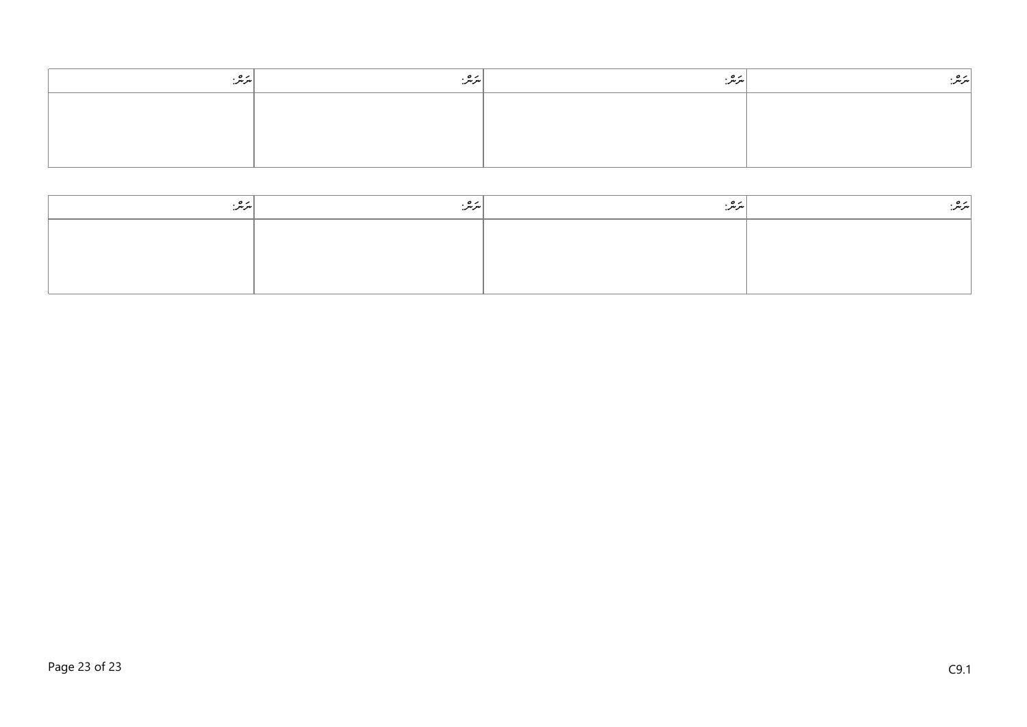| ނަރަށް: | ނަރަށް: | ނަރަށް: | ނަރަށް: |
| --- | --- | --- | --- |
| | | | |

| ނަރަށް: | ނަރަށް: | ނަރަށް: | ނަރަށް: |
| --- | --- | --- | --- |
| | | | |

C9.1